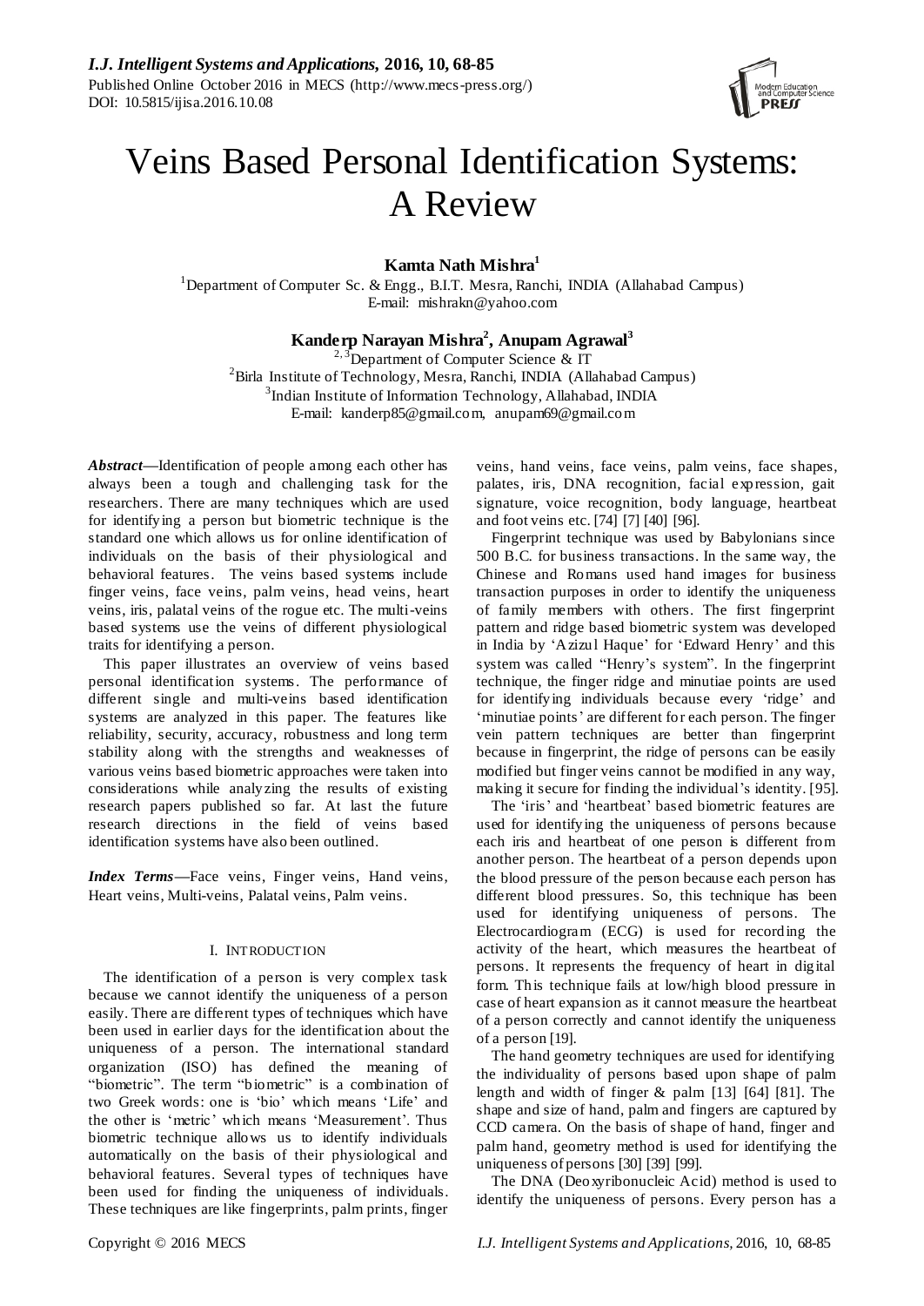# Veins Based Personal Identification Systems: A Review

**Kamta Nath Mishra**[1]

[1]Department of Computer Sc. & Engg., B.I.T. Mesra, Ranchi, INDIA (Allahabad Campus)
E-mail: mishrakn@yahoo.com

**Kanderp Narayan Mishra**[2], **Anupam Agrawal**[3]

[2, 3]Department of Computer Science & IT
[2]Birla Institute of Technology, Mesra, Ranchi, INDIA (Allahabad Campus)
[3]Indian Institute of Information Technology, Allahabad, INDIA
E-mail: kanderp85@gmail.com, anupam69@gmail.com

***Abstract*—**Identification of people among each other has always been a tough and challenging task for the researchers. There are many techniques which are used for identifying a person but biometric technique is the standard one which allows us for online identification of individuals on the basis of their physiological and behavioral features. The veins based systems include finger veins, face veins, palm veins, head veins, heart veins, iris, palatal veins of the rogue etc. The multi-veins based systems use the veins of different physiological traits for identifying a person.

This paper illustrates an overview of veins based personal identification systems. The performance of different single and multi-veins based identification systems are analyzed in this paper. The features like reliability, security, accuracy, robustness and long term stability along with the strengths and weaknesses of various veins based biometric approaches were taken into considerations while analyzing the results of existing research papers published so far. At last the future research directions in the field of veins based identification systems have also been outlined.

***Index Terms*—**Face veins, Finger veins, Hand veins, Heart veins, Multi-veins, Palatal veins, Palm veins.

## I. INTRODUCTION

The identification of a person is very complex task because we cannot identify the uniqueness of a person easily. There are different types of techniques which have been used in earlier days for the identification about the uniqueness of a person. The international standard organization (ISO) has defined the meaning of "biometric". The term "biometric" is a combination of two Greek words: one is 'bio' which means 'Life' and the other is 'metric' which means 'Measurement'. Thus biometric technique allows us to identify individuals automatically on the basis of their physiological and behavioral features. Several types of techniques have been used for finding the uniqueness of individuals. These techniques are like fingerprints, palm prints, finger veins, hand veins, face veins, palm veins, face shapes, palates, iris, DNA recognition, facial expression, gait signature, voice recognition, body language, heartbeat and foot veins etc. [74] [7] [40] [96].

Fingerprint technique was used by Babylonians since 500 B.C. for business transactions. In the same way, the Chinese and Romans used hand images for business transaction purposes in order to identify the uniqueness of family members with others. The first fingerprint pattern and ridge based biometric system was developed in India by 'Azizul Haque' for 'Edward Henry' and this system was called "Henry's system". In the fingerprint technique, the finger ridge and minutiae points are used for identifying individuals because every 'ridge' and 'minutiae points' are different for each person. The finger vein pattern techniques are better than fingerprint because in fingerprint, the ridge of persons can be easily modified but finger veins cannot be modified in any way, making it secure for finding the individual's identity. [95].

The 'iris' and 'heartbeat' based biometric features are used for identifying the uniqueness of persons because each iris and heartbeat of one person is different from another person. The heartbeat of a person depends upon the blood pressure of the person because each person has different blood pressures. So, this technique has been used for identifying uniqueness of persons. The Electrocardiogram (ECG) is used for recording the activity of the heart, which measures the heartbeat of persons. It represents the frequency of heart in digital form. This technique fails at low/high blood pressure in case of heart expansion as it cannot measure the heartbeat of a person correctly and cannot identify the uniqueness of a person [19].

The hand geometry techniques are used for identifying the individuality of persons based upon shape of palm length and width of finger & palm [13] [64] [81]. The shape and size of hand, palm and fingers are captured by CCD camera. On the basis of shape of hand, finger and palm hand, geometry method is used for identifying the uniqueness of persons [30] [39] [99].

The DNA (Deoxyribonucleic Acid) method is used to identify the uniqueness of persons. Every person has a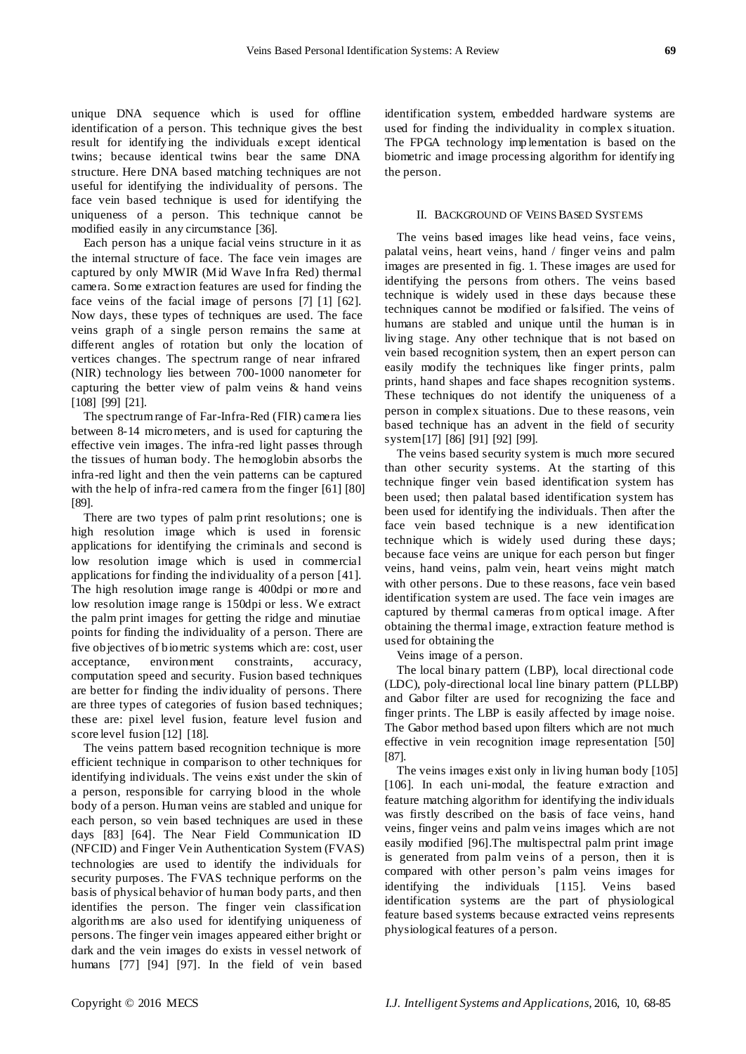unique DNA sequence which is used for offline identification of a person. This technique gives the best result for identifying the individuals except identical twins; because identical twins bear the same DNA structure. Here DNA based matching techniques are not useful for identifying the individuality of persons. The face vein based technique is used for identifying the uniqueness of a person. This technique cannot be modified easily in any circumstance [36].

Each person has a unique facial veins structure in it as the internal structure of face. The face vein images are captured by only MWIR (Mid Wave Infra Red) thermal camera. Some extraction features are used for finding the face veins of the facial image of persons [7] [1] [62]. Now days, these types of techniques are used. The face veins graph of a single person remains the same at different angles of rotation but only the location of vertices changes. The spectrum range of near infrared (NIR) technology lies between 700-1000 nanometer for capturing the better view of palm veins & hand veins [108] [99] [21].

The spectrum range of Far-Infra-Red (FIR) camera lies between 8-14 micrometers, and is used for capturing the effective vein images. The infra-red light passes through the tissues of human body. The hemoglobin absorbs the infra-red light and then the vein patterns can be captured with the help of infra-red camera from the finger [61] [80] [89].

There are two types of palm print resolutions; one is high resolution image which is used in forensic applications for identifying the criminals and second is low resolution image which is used in commercial applications for finding the individuality of a person [41]. The high resolution image range is 400dpi or more and low resolution image range is 150dpi or less. We extract the palm print images for getting the ridge and minutiae points for finding the individuality of a person. There are five objectives of biometric systems which are: cost, user acceptance, environment constraints, accuracy, computation speed and security. Fusion based techniques are better for finding the individuality of persons. There are three types of categories of fusion based techniques; these are: pixel level fusion, feature level fusion and score level fusion [12] [18].

The veins pattern based recognition technique is more efficient technique in comparison to other techniques for identifying individuals. The veins exist under the skin of a person, responsible for carrying blood in the whole body of a person. Human veins are stabled and unique for each person, so vein based techniques are used in these days [83] [64]. The Near Field Communication ID (NFCID) and Finger Vein Authentication System (FVAS) technologies are used to identify the individuals for security purposes. The FVAS technique performs on the basis of physical behavior of human body parts, and then identifies the person. The finger vein classification algorithms are also used for identifying uniqueness of persons. The finger vein images appeared either bright or dark and the vein images do exists in vessel network of humans [77] [94] [97]. In the field of vein based identification system, embedded hardware systems are used for finding the individuality in complex situation. The FPGA technology implementation is based on the biometric and image processing algorithm for identifying the person.

## II. Background of Veins Based Systems

The veins based images like head veins, face veins, palatal veins, heart veins, hand / finger veins and palm images are presented in fig. 1. These images are used for identifying the persons from others. The veins based technique is widely used in these days because these techniques cannot be modified or falsified. The veins of humans are stabled and unique until the human is in living stage. Any other technique that is not based on vein based recognition system, then an expert person can easily modify the techniques like finger prints, palm prints, hand shapes and face shapes recognition systems. These techniques do not identify the uniqueness of a person in complex situations. Due to these reasons, vein based technique has an advent in the field of security system [17] [86] [91] [92] [99].

The veins based security system is much more secured than other security systems. At the starting of this technique finger vein based identification system has been used; then palatal based identification system has been used for identifying the individuals. Then after the face vein based technique is a new identification technique which is widely used during these days; because face veins are unique for each person but finger veins, hand veins, palm vein, heart veins might match with other persons. Due to these reasons, face vein based identification system are used. The face vein images are captured by thermal cameras from optical image. After obtaining the thermal image, extraction feature method is used for obtaining the

Veins image of a person.

The local binary pattern (LBP), local directional code (LDC), poly-directional local line binary pattern (PLLBP) and Gabor filter are used for recognizing the face and finger prints. The LBP is easily affected by image noise. The Gabor method based upon filters which are not much effective in vein recognition image representation [50] [87].

The veins images exist only in living human body [105] [106]. In each uni-modal, the feature extraction and feature matching algorithm for identifying the individuals was firstly described on the basis of face veins, hand veins, finger veins and palm veins images which are not easily modified [96].The multispectral palm print image is generated from palm veins of a person, then it is compared with other person's palm veins images for identifying the individuals [115]. Veins based identification systems are the part of physiological feature based systems because extracted veins represents physiological features of a person.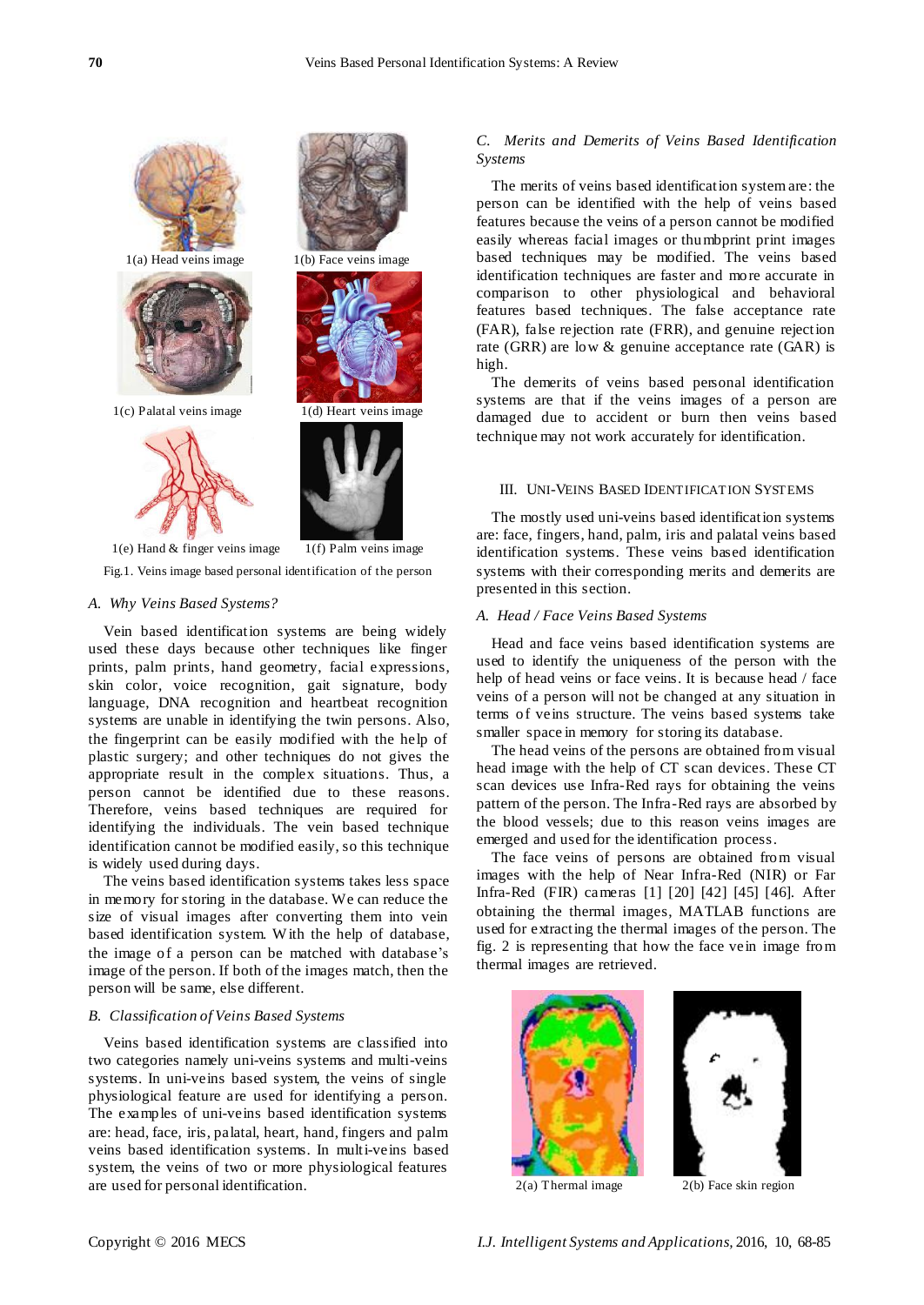1(a) Head veins image

1(b) Face veins image

1(c) Palatal veins image

1(d) Heart veins image

1(e) Hand & finger veins image

1(f) Palm veins image

Fig.1. Veins image based personal identification of the person

### *A. Why Veins Based Systems?*

Vein based identification systems are being widely used these days because other techniques like finger prints, palm prints, hand geometry, facial expressions, skin color, voice recognition, gait signature, body language, DNA recognition and heartbeat recognition systems are unable in identifying the twin persons. Also, the fingerprint can be easily modified with the help of plastic surgery; and other techniques do not gives the appropriate result in the complex situations. Thus, a person cannot be identified due to these reasons. Therefore, veins based techniques are required for identifying the individuals. The vein based technique identification cannot be modified easily, so this technique is widely used during days.

The veins based identification systems takes less space in memory for storing in the database. We can reduce the size of visual images after converting them into vein based identification system. With the help of database, the image of a person can be matched with database's image of the person. If both of the images match, then the person will be same, else different.

### *B. Classification of Veins Based Systems*

Veins based identification systems are classified into two categories namely uni-veins systems and multi-veins systems. In uni-veins based system, the veins of single physiological feature are used for identifying a person. The examples of uni-veins based identification systems are: head, face, iris, palatal, heart, hand, fingers and palm veins based identification systems. In multi-veins based system, the veins of two or more physiological features are used for personal identification.

### *C. Merits and Demerits of Veins Based Identification Systems*

The merits of veins based identification system are: the person can be identified with the help of veins based features because the veins of a person cannot be modified easily whereas facial images or thumbprint print images based techniques may be modified. The veins based identification techniques are faster and more accurate in comparison to other physiological and behavioral features based techniques. The false acceptance rate (FAR), false rejection rate (FRR), and genuine rejection rate (GRR) are low & genuine acceptance rate (GAR) is high.

The demerits of veins based personal identification systems are that if the veins images of a person are damaged due to accident or burn then veins based technique may not work accurately for identification.

## III. Uni-Veins Based Identification Systems

The mostly used uni-veins based identification systems are: face, fingers, hand, palm, iris and palatal veins based identification systems. These veins based identification systems with their corresponding merits and demerits are presented in this section.

### *A. Head / Face Veins Based Systems*

Head and face veins based identification systems are used to identify the uniqueness of the person with the help of head veins or face veins. It is because head / face veins of a person will not be changed at any situation in terms of veins structure. The veins based systems take smaller space in memory for storing its database.

The head veins of the persons are obtained from visual head image with the help of CT scan devices. These CT scan devices use Infra-Red rays for obtaining the veins pattern of the person. The Infra-Red rays are absorbed by the blood vessels; due to this reason veins images are emerged and used for the identification process.

The face veins of persons are obtained from visual images with the help of Near Infra-Red (NIR) or Far Infra-Red (FIR) cameras [1] [20] [42] [45] [46]. After obtaining the thermal images, MATLAB functions are used for extracting the thermal images of the person. The fig. 2 is representing that how the face vein image from thermal images are retrieved.

2(a) Thermal image

2(b) Face skin region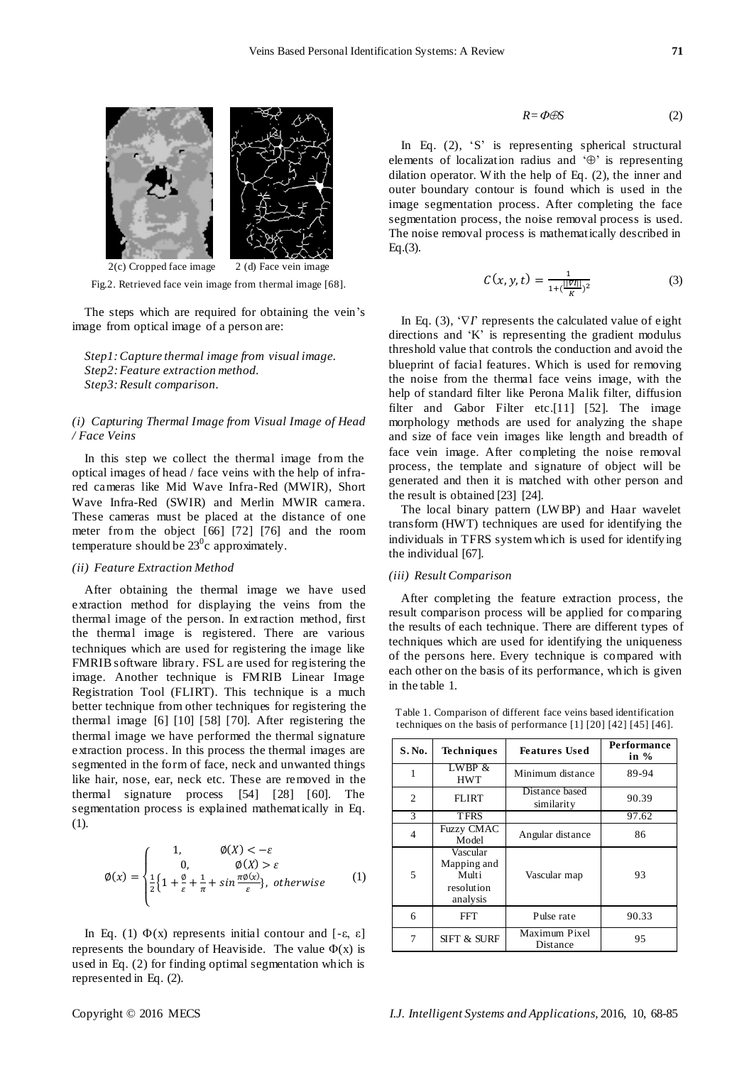2(c) Cropped face image    2 (d) Face vein image

Fig.2. Retrieved face vein image from thermal image [68].

The steps which are required for obtaining the vein's image from optical image of a person are:

*Step1: Capture thermal image from visual image.*
*Step2: Feature extraction method.*
*Step3: Result comparison.*

### *(i) Capturing Thermal Image from Visual Image of Head / Face Veins*

In this step we collect the thermal image from the optical images of head / face veins with the help of infra-red cameras like Mid Wave Infra-Red (MWIR), Short Wave Infra-Red (SWIR) and Merlin MWIR camera. These cameras must be placed at the distance of one meter from the object [66] [72] [76] and the room temperature should be $23^0$c approximately.

### *(ii) Feature Extraction Method*

After obtaining the thermal image we have used extraction method for displaying the veins from the thermal image of the person. In extraction method, first the thermal image is registered. There are various techniques which are used for registering the image like FMRIB software library. FSL are used for registering the image. Another technique is FMRIB Linear Image Registration Tool (FLIRT). This technique is a much better technique from other techniques for registering the thermal image [6] [10] [58] [70]. After registering the thermal image we have performed the thermal signature extraction process. In this process the thermal images are segmented in the form of face, neck and unwanted things like hair, nose, ear, neck etc. These are removed in the thermal signature process [54] [28] [60]. The segmentation process is explained mathematically in Eq. (1).

$$\emptyset(x) = \begin{cases} 1, & \emptyset(X) < -\varepsilon \\ 0, & \emptyset(X) > \varepsilon \\ \frac{1}{2}\left\{1 + \frac{\emptyset}{\varepsilon} + \frac{1}{\pi} + \sin\frac{\pi\emptyset(x)}{\varepsilon}\right\}, & otherwise \end{cases} \quad (1)$$

In Eq. (1) $\Phi(x)$ represents initial contour and $[-\varepsilon, \varepsilon]$ represents the boundary of Heaviside. The value $\Phi(x)$ is used in Eq. (2) for finding optimal segmentation which is represented in Eq. (2).

$$R = \Phi \oplus S \quad (2)$$

In Eq. (2), 'S' is representing spherical structural elements of localization radius and '$\oplus$' is representing dilation operator. With the help of Eq. (2), the inner and outer boundary contour is found which is used in the image segmentation process. After completing the face segmentation process, the noise removal process is used. The noise removal process is mathematically described in Eq.(3).

$$C(x, y, t) = \frac{1}{1+(\frac{||\nabla I||}{K})^2} \quad (3)$$

In Eq. (3), '$\nabla I$' represents the calculated value of eight directions and 'K' is representing the gradient modulus threshold value that controls the conduction and avoid the blueprint of facial features. Which is used for removing the noise from the thermal face veins image, with the help of standard filter like Perona Malik filter, diffusion filter and Gabor Filter etc.[11] [52]. The image morphology methods are used for analyzing the shape and size of face vein images like length and breadth of face vein image. After completing the noise removal process, the template and signature of object will be generated and then it is matched with other person and the result is obtained [23] [24].

The local binary pattern (LWBP) and Haar wavelet transform (HWT) techniques are used for identifying the individuals in TFRS system which is used for identifying the individual [67].

### *(iii) Result Comparison*

After completing the feature extraction process, the result comparison process will be applied for comparing the results of each technique. There are different types of techniques which are used for identifying the uniqueness of the persons here. Every technique is compared with each other on the basis of its performance, which is given in the table 1.

Table 1. Comparison of different face veins based identification techniques on the basis of performance [1] [20] [42] [45] [46].

| S. No. | Techniques | Features Used | Performance in % |
|---|---|---|---|
| 1 | LWBP & HWT | Minimum distance | 89-94 |
| 2 | FLIRT | Distance based similarity | 90.39 |
| 3 | TFRS | | 97.62 |
| 4 | Fuzzy CMAC Model | Angular distance | 86 |
| 5 | Vascular Mapping and Multi resolution analysis | Vascular map | 93 |
| 6 | FFT | Pulse rate | 90.33 |
| 7 | SIFT & SURF | Maximum Pixel Distance | 95 |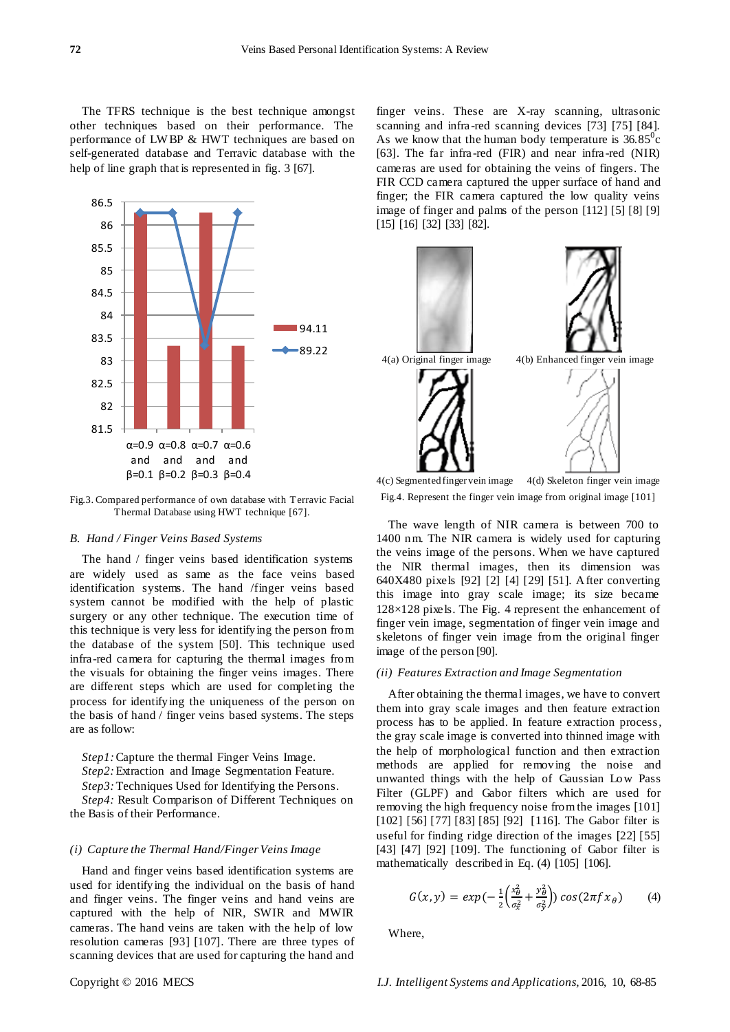The TFRS technique is the best technique amongst other techniques based on their performance. The performance of LWBP & HWT techniques are based on self-generated database and Terravic database with the help of line graph that is represented in fig. 3 [67].

Fig.3. Compared performance of own database with Terravic Facial Thermal Database using HWT technique [67].

## B. Hand / Finger Veins Based Systems

The hand / finger veins based identification systems are widely used as same as the face veins based identification systems. The hand /finger veins based system cannot be modified with the help of plastic surgery or any other technique. The execution time of this technique is very less for identifying the person from the database of the system [50]. This technique used infra-red camera for capturing the thermal images from the visuals for obtaining the finger veins images. There are different steps which are used for completing the process for identifying the uniqueness of the person on the basis of hand / finger veins based systems. The steps are as follow:

*Step1:* Capture the thermal Finger Veins Image.
*Step2:* Extraction and Image Segmentation Feature.
*Step3:* Techniques Used for Identifying the Persons.
*Step4:* Result Comparison of Different Techniques on the Basis of their Performance.

### (i) Capture the Thermal Hand/Finger Veins Image

Hand and finger veins based identification systems are used for identifying the individual on the basis of hand and finger veins. The finger veins and hand veins are captured with the help of NIR, SWIR and MWIR cameras. The hand veins are taken with the help of low resolution cameras [93] [107]. There are three types of scanning devices that are used for capturing the hand and finger veins. These are X-ray scanning, ultrasonic scanning and infra-red scanning devices [73] [75] [84]. As we know that the human body temperature is 36.85$^0$c [63]. The far infra-red (FIR) and near infra-red (NIR) cameras are used for obtaining the veins of fingers. The FIR CCD camera captured the upper surface of hand and finger; the FIR camera captured the low quality veins image of finger and palms of the person [112] [5] [8] [9] [15] [16] [32] [33] [82].

4(a) Original finger image | 4(b) Enhanced finger vein image | 4(c) Segmented finger vein image | 4(d) Skeleton finger vein image

Fig.4. Represent the finger vein image from original image [101]

The wave length of NIR camera is between 700 to 1400 nm. The NIR camera is widely used for capturing the veins image of the persons. When we have captured the NIR thermal images, then its dimension was 640X480 pixels [92] [2] [4] [29] [51]. After converting this image into gray scale image; its size became 128×128 pixels. The Fig. 4 represent the enhancement of finger vein image, segmentation of finger vein image and skeletons of finger vein image from the original finger image of the person [90].

### (ii) Features Extraction and Image Segmentation

After obtaining the thermal images, we have to convert them into gray scale images and then feature extraction process has to be applied. In feature extraction process, the gray scale image is converted into thinned image with the help of morphological function and then extraction methods are applied for removing the noise and unwanted things with the help of Gaussian Low Pass Filter (GLPF) and Gabor filters which are used for removing the high frequency noise from the images [101] [102] [56] [77] [83] [85] [92] [116]. The Gabor filter is useful for finding ridge direction of the images [22] [55] [43] [47] [92] [109]. The functioning of Gabor filter is mathematically described in Eq. (4) [105] [106].

$$G(x,y) = exp\left(-\frac{1}{2}\left(\frac{x_\theta^2}{\sigma_x^2} + \frac{y_\theta^2}{\sigma_y^2}\right)\right) cos(2\pi f x_\theta) \quad (4)$$

Where,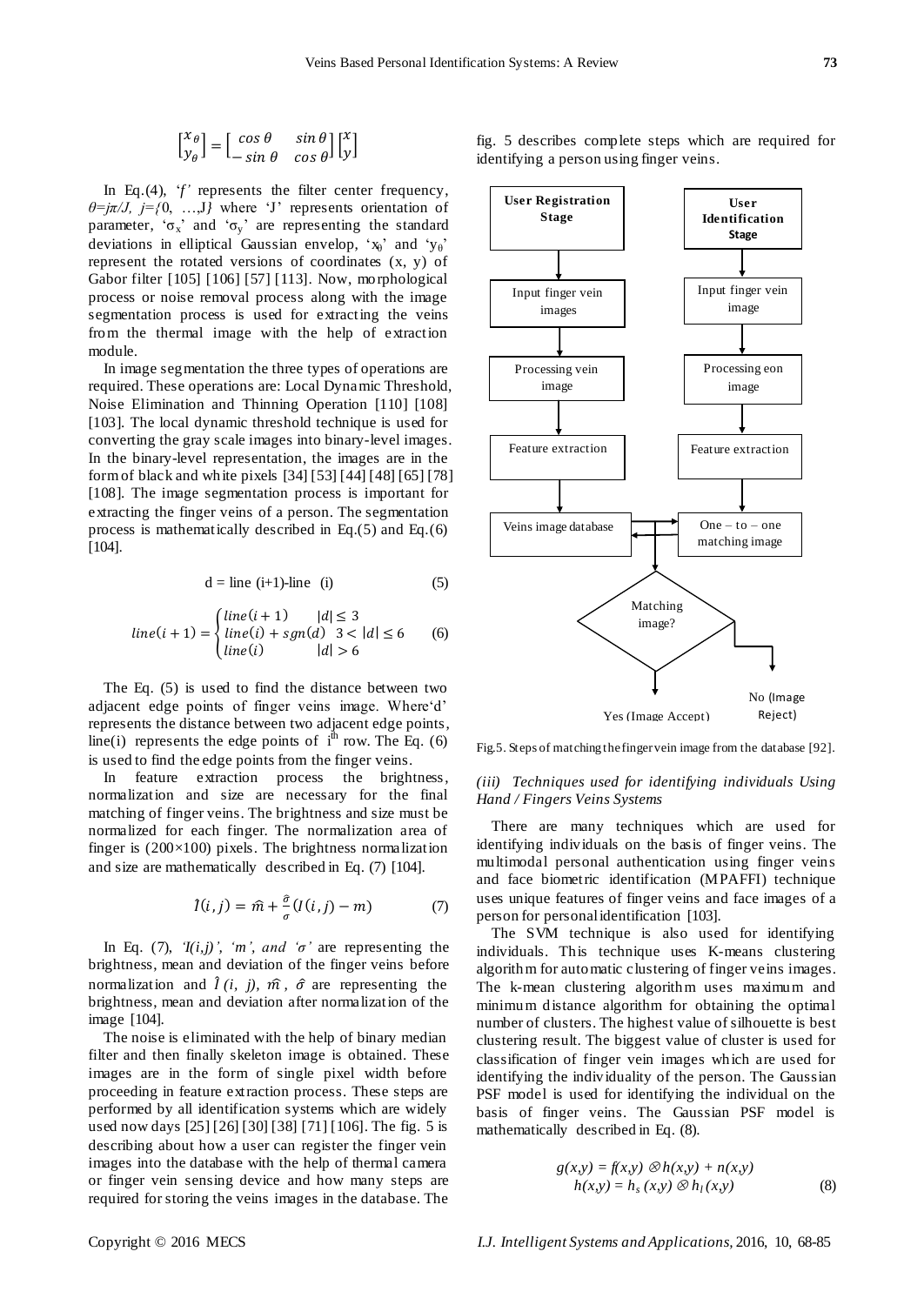$$\begin{bmatrix} x_\theta \\ y_\theta \end{bmatrix} = \begin{bmatrix} \cos\theta & \sin\theta \\ -\sin\theta & \cos\theta \end{bmatrix} \begin{bmatrix} x \\ y \end{bmatrix}$$

In Eq.(4), '$f$' represents the filter center frequency, $\theta=j\pi/J$, $j=\{0, \ldots, J\}$ where 'J' represents orientation of parameter, '$\sigma_x$' and '$\sigma_y$' are representing the standard deviations in elliptical Gaussian envelop, '$x_\theta$' and '$y_\theta$' represent the rotated versions of coordinates (x, y) of Gabor filter [105] [106] [57] [113]. Now, morphological process or noise removal process along with the image segmentation process is used for extracting the veins from the thermal image with the help of extraction module.

In image segmentation the three types of operations are required. These operations are: Local Dynamic Threshold, Noise Elimination and Thinning Operation [110] [108] [103]. The local dynamic threshold technique is used for converting the gray scale images into binary-level images. In the binary-level representation, the images are in the form of black and white pixels [34] [53] [44] [48] [65] [78] [108]. The image segmentation process is important for extracting the finger veins of a person. The segmentation process is mathematically described in Eq.(5) and Eq.(6) [104].

$$d = \text{line}(i+1) - \text{line}(i) \tag{5}$$

$$line(i+1) = \begin{cases} line(i+1) & |d| \leq 3 \\ line(i) + sgn(d) & 3 < |d| \leq 6 \\ line(i) & |d| > 6 \end{cases} \tag{6}$$

The Eq. (5) is used to find the distance between two adjacent edge points of finger veins image. Where 'd' represents the distance between two adjacent edge points, line(i) represents the edge points of $i^{th}$ row. The Eq. (6) is used to find the edge points from the finger veins.

In feature extraction process the brightness, normalization and size are necessary for the final matching of finger veins. The brightness and size must be normalized for each finger. The normalization area of finger is (200×100) pixels. The brightness normalization and size are mathematically described in Eq. (7) [104].

$$\hat{I}(i,j) = \hat{m} + \frac{\hat{\sigma}}{\sigma}(I(i,j) - m) \tag{7}$$

In Eq. (7), '$I(i,j)$', '$m$', and '$\sigma$' are representing the brightness, mean and deviation of the finger veins before normalization and $\hat{I}(i, j)$, $\hat{m}$, $\hat{\sigma}$ are representing the brightness, mean and deviation after normalization of the image [104].

The noise is eliminated with the help of binary median filter and then finally skeleton image is obtained. These images are in the form of single pixel width before proceeding in feature extraction process. These steps are performed by all identification systems which are widely used now days [25] [26] [30] [38] [71] [106]. The fig. 5 is describing about how a user can register the finger vein images into the database with the help of thermal camera or finger vein sensing device and how many steps are required for storing the veins images in the database. The fig. 5 describes complete steps which are required for identifying a person using finger veins.

```
User Registration Stage          User Identification Stage
        |                                 |
Input finger vein images         Input finger vein image
        |                                 |
Processing vein image            Processing eon image
        |                                 |
Feature extraction               Feature extraction
        |                                 |
Veins image database  <------>   One – to – one matching image
                                          |
                                  Matching image?
                                   /            \
                     Yes (Image Accept)    No (Image Reject)
```

Fig.5. Steps of matching the finger vein image from the database [92].

*(iii) Techniques used for identifying individuals Using Hand / Fingers Veins Systems*

There are many techniques which are used for identifying individuals on the basis of finger veins. The multimodal personal authentication using finger veins and face biometric identification (MPAFFI) technique uses unique features of finger veins and face images of a person for personal identification [103].

The SVM technique is also used for identifying individuals. This technique uses K-means clustering algorithm for automatic clustering of finger veins images. The k-mean clustering algorithm uses maximum and minimum distance algorithm for obtaining the optimal number of clusters. The highest value of silhouette is best clustering result. The biggest value of cluster is used for classification of finger vein images which are used for identifying the individuality of the person. The Gaussian PSF model is used for identifying the individual on the basis of finger veins. The Gaussian PSF model is mathematically described in Eq. (8).

$$\begin{aligned} g(x,y) &= f(x,y) \otimes h(x,y) + n(x,y) \\ h(x,y) &= h_s(x,y) \otimes h_l(x,y) \end{aligned} \tag{8}$$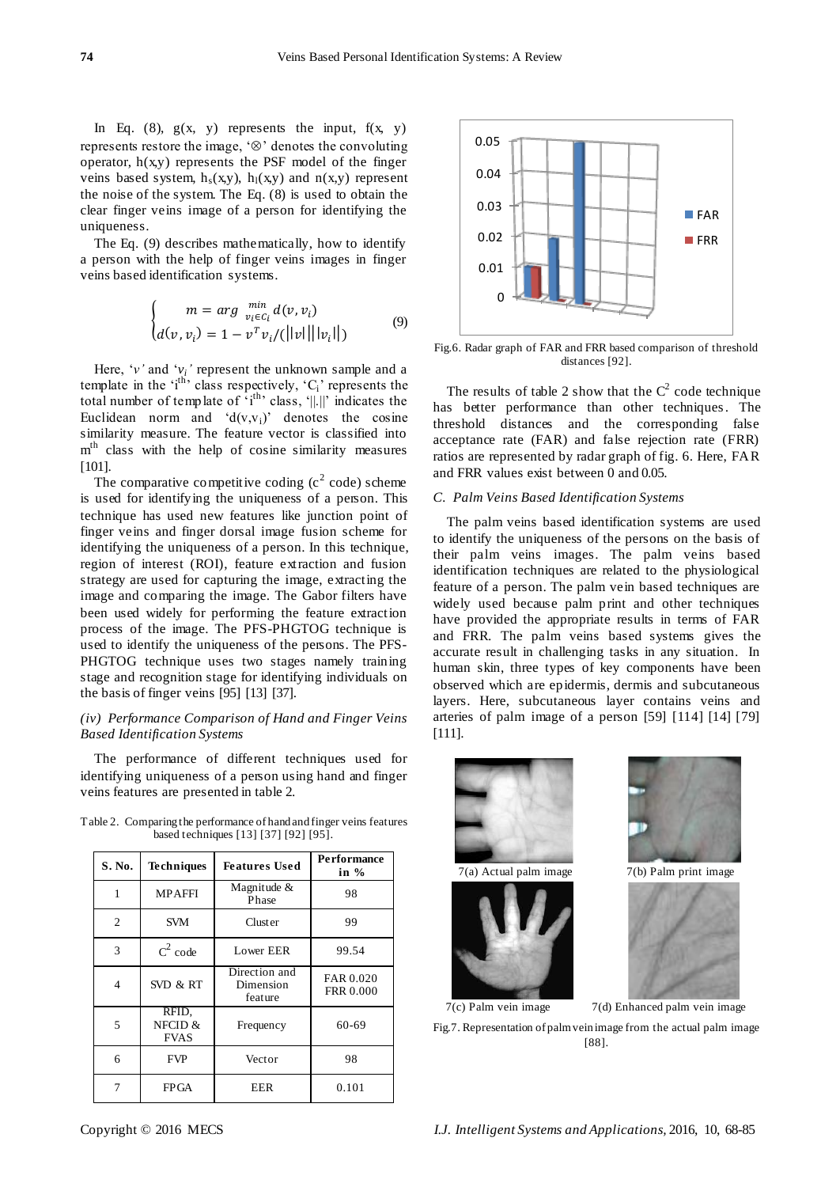In Eq. (8), g(x, y) represents the input, f(x, y) represents restore the image, '⊗' denotes the convoluting operator, h(x,y) represents the PSF model of the finger veins based system, $h_s(x,y)$, $h_l(x,y)$ and n(x,y) represent the noise of the system. The Eq. (8) is used to obtain the clear finger veins image of a person for identifying the uniqueness.

The Eq. (9) describes mathematically, how to identify a person with the help of finger veins images in finger veins based identification systems.

$$\begin{cases} m = arg \min_{v_i \in C_i} d(v, v_i) \\ d(v, v_i) = 1 - v^T v_i / (||v|| \, ||v_i||) \end{cases} \quad (9)$$

Here, '$v$' and '$v_i$' represent the unknown sample and a template in the '$i^{th}$' class respectively, '$C_i$' represents the total number of template of '$i^{th}$' class, '||.||' indicates the Euclidean norm and '$d(v,v_i)$' denotes the cosine similarity measure. The feature vector is classified into $m^{th}$ class with the help of cosine similarity measures [101].

The comparative competitive coding ($c^2$ code) scheme is used for identifying the uniqueness of a person. This technique has used new features like junction point of finger veins and finger dorsal image fusion scheme for identifying the uniqueness of a person. In this technique, region of interest (ROI), feature extraction and fusion strategy are used for capturing the image, extracting the image and comparing the image. The Gabor filters have been used widely for performing the feature extraction process of the image. The PFS-PHGTOG technique is used to identify the uniqueness of the persons. The PFS-PHGTOG technique uses two stages namely training stage and recognition stage for identifying individuals on the basis of finger veins [95] [13] [37].

### *(iv) Performance Comparison of Hand and Finger Veins Based Identification Systems*

The performance of different techniques used for identifying uniqueness of a person using hand and finger veins features are presented in table 2.

Table 2. Comparing the performance of hand and finger veins features based techniques [13] [37] [92] [95].

| S. No. | Techniques | Features Used | Performance in % |
|---|---|---|---|
| 1 | MPAFFI | Magnitude & Phase | 98 |
| 2 | SVM | Cluster | 99 |
| 3 | $C^2$ code | Lower EER | 99.54 |
| 4 | SVD & RT | Direction and Dimension feature | FAR 0.020 FRR 0.000 |
| 5 | RFID, NFCID & FVAS | Frequency | 60-69 |
| 6 | FVP | Vector | 98 |
| 7 | FPGA | EER | 0.101 |

Fig.6. Radar graph of FAR and FRR based comparison of threshold distances [92].

The results of table 2 show that the $C^2$ code technique has better performance than other techniques. The threshold distances and the corresponding false acceptance rate (FAR) and false rejection rate (FRR) ratios are represented by radar graph of fig. 6. Here, FAR and FRR values exist between 0 and 0.05.

### *C. Palm Veins Based Identification Systems*

The palm veins based identification systems are used to identify the uniqueness of the persons on the basis of their palm veins images. The palm veins based identification techniques are related to the physiological feature of a person. The palm vein based techniques are widely used because palm print and other techniques have provided the appropriate results in terms of FAR and FRR. The palm veins based systems gives the accurate result in challenging tasks in any situation. In human skin, three types of key components have been observed which are epidermis, dermis and subcutaneous layers. Here, subcutaneous layer contains veins and arteries of palm image of a person [59] [114] [14] [79] [111].

7(a) Actual palm image

7(b) Palm print image

7(c) Palm vein image

7(d) Enhanced palm vein image

Fig.7. Representation of palm vein image from the actual palm image [88].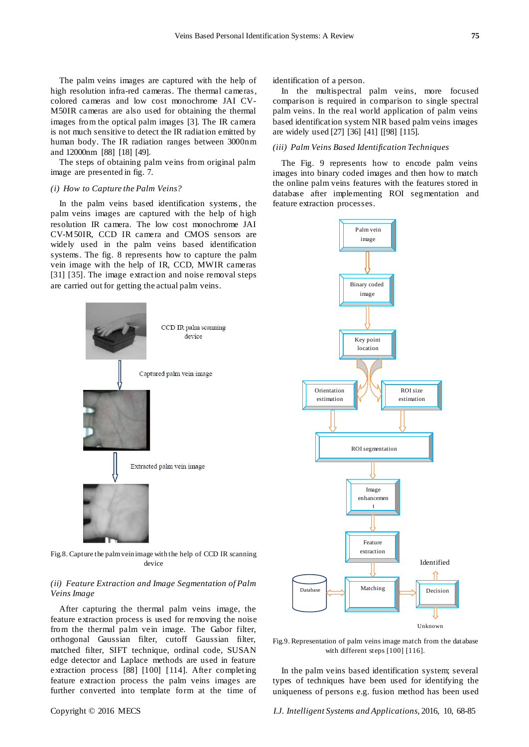The palm veins images are captured with the help of high resolution infra-red cameras. The thermal cameras, colored cameras and low cost monochrome JAI CV-M50IR cameras are also used for obtaining the thermal images from the optical palm images [3]. The IR camera is not much sensitive to detect the IR radiation emitted by human body. The IR radiation ranges between 3000nm and 12000nm [88] [18] [49].

The steps of obtaining palm veins from original palm image are presented in fig. 7.

*(i) How to Capture the Palm Veins?*

In the palm veins based identification systems, the palm veins images are captured with the help of high resolution IR camera. The low cost monochrome JAI CV-M50IR, CCD IR camera and CMOS sensors are widely used in the palm veins based identification systems. The fig. 8 represents how to capture the palm vein image with the help of IR, CCD, MWIR cameras [31] [35]. The image extraction and noise removal steps are carried out for getting the actual palm veins.

CCD IR palm scanning device

Captured palm vein image

Extracted palm vein image

Fig.8. Capture the palm vein image with the help of CCD IR scanning device

*(ii) Feature Extraction and Image Segmentation of Palm Veins Image*

After capturing the thermal palm veins image, the feature extraction process is used for removing the noise from the thermal palm vein image. The Gabor filter, orthogonal Gaussian filter, cutoff Gaussian filter, matched filter, SIFT technique, ordinal code, SUSAN edge detector and Laplace methods are used in feature extraction process [88] [100] [114]. After completing feature extraction process the palm veins images are further converted into template form at the time of identification of a person.

In the multispectral palm veins, more focused comparison is required in comparison to single spectral palm veins. In the real world application of palm veins based identification system NIR based palm veins images are widely used [27] [36] [41] [[98] [115].

*(iii) Palm Veins Based Identification Techniques*

The Fig. 9 represents how to encode palm veins images into binary coded images and then how to match the online palm veins features with the features stored in database after implementing ROI segmentation and feature extraction processes.

Palm vein image → Binary coded image → Key point location → Orientation estimation / ROI size estimation → ROI segmentation → Image enhancement → Feature extraction → Matching (↔ Database) → Decision → Identified / Unknown

Fig.9. Representation of palm veins image match from the database with different steps [100] [116].

In the palm veins based identification system; several types of techniques have been used for identifying the uniqueness of persons e.g. fusion method has been used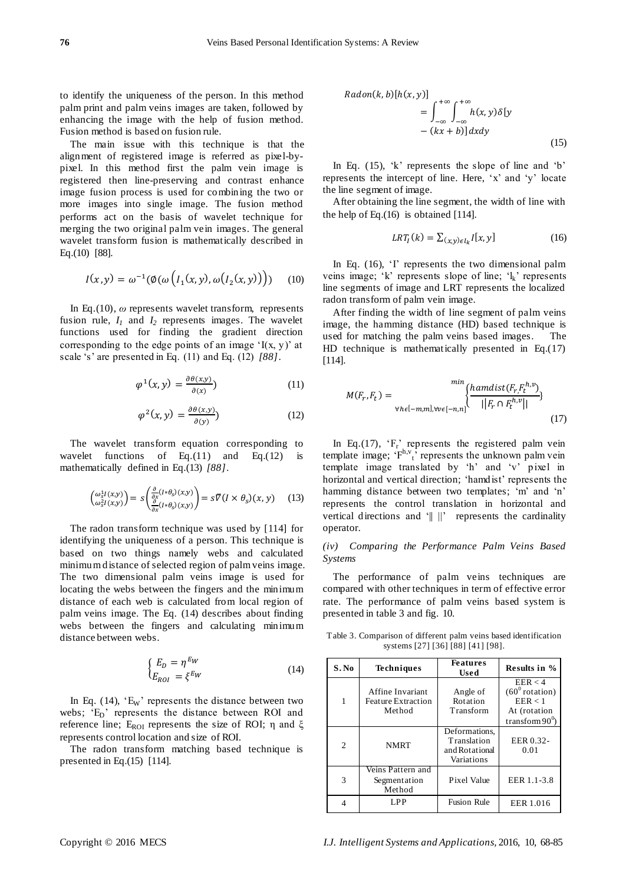to identify the uniqueness of the person. In this method palm print and palm veins images are taken, followed by enhancing the image with the help of fusion method. Fusion method is based on fusion rule.

The main issue with this technique is that the alignment of registered image is referred as pixel-by-pixel. In this method first the palm vein image is registered then line-preserving and contrast enhance image fusion process is used for combining the two or more images into single image. The fusion method performs act on the basis of wavelet technique for merging the two original palm vein images. The general wavelet transform fusion is mathematically described in Eq.(10) [88].

$$I(x,y) = \omega^{-1}(\emptyset(\omega\left(I_1(x,y), \omega\left(I_2(x,y)\right)\right)) \quad (10)$$

In Eq.(10), $\omega$ represents wavelet transform, represents fusion rule, $I_1$ and $I_2$ represents images. The wavelet functions used for finding the gradient direction corresponding to the edge points of an image 'I(x, y)' at scale 's' are presented in Eq. (11) and Eq. (12) *[88]*.

$$\varphi^1(x,y) = \frac{\partial\theta(x,y)}{\partial(x)}) \quad (11)$$

$$\varphi^2(x,y) = \frac{\partial\theta(x,y)}{\partial(y)}) \quad (12)$$

The wavelet transform equation corresponding to wavelet functions of Eq.(11) and Eq.(12) is mathematically defined in Eq.(13) *[88]*.

$$\begin{pmatrix}\omega_s^1 I(x,y)\\ \omega_s^2 I(x,y)\end{pmatrix} = s\begin{pmatrix}\frac{\partial}{\partial x}(I*\theta_s)(x,y)\\ \frac{\partial}{\partial x}(I*\theta_s)(x,y)\end{pmatrix} = s\vec{\nabla}(I \times \theta_s)(x,y) \quad (13)$$

The radon transform technique was used by [114] for identifying the uniqueness of a person. This technique is based on two things namely webs and calculated minimum distance of selected region of palm veins image. The two dimensional palm veins image is used for locating the webs between the fingers and the minimum distance of each web is calculated from local region of palm veins image. The Eq. (14) describes about finding webs between the fingers and calculating minimum distance between webs.

$$\begin{cases} E_D = \eta^{E_W} \\ E_{ROI} = \xi^{E_W} \end{cases} \quad (14)$$

In Eq. (14), '$E_W$' represents the distance between two webs; '$E_D$' represents the distance between ROI and reference line; $E_{ROI}$ represents the size of ROI; η and ξ represents control location and size of ROI.

The radon transform matching based technique is presented in Eq.(15) [114].

$$Radon(k,b)[h(x,y)] = \int_{-\infty}^{+\infty}\int_{-\infty}^{+\infty} h(x,y)\delta[y - (kx+b)]\,dxdy \quad (15)$$

In Eq. (15), 'k' represents the slope of line and 'b' represents the intercept of line. Here, 'x' and 'y' locate the line segment of image.

After obtaining the line segment, the width of line with the help of Eq.(16) is obtained [114].

$$LRT_l(k) = \sum_{(x,y)\epsilon l_k} I[x,y] \quad (16)$$

In Eq. (16), 'I' represents the two dimensional palm veins image; 'k' represents slope of line; '$l_k$' represents line segments of image and LRT represents the localized radon transform of palm vein image.

After finding the width of line segment of palm veins image, the hamming distance (HD) based technique is used for matching the palm veins based images. The HD technique is mathematically presented in Eq.(17) [114].

$$M(F_r, F_t) = \min_{\forall h\epsilon[-m,m], \forall v\epsilon[-n,n]}\left\{\frac{hamdist(F_r, F_t^{h,v})}{||F_r \cap F_t^{h,v}||}\right\} \quad (17)$$

In Eq.(17), '$F_r$' represents the registered palm vein template image; '$F^{h,v}_t$' represents the unknown palm vein template image translated by 'h' and 'v' pixel in horizontal and vertical direction; 'hamdist' represents the hamming distance between two templates; 'm' and 'n' represents the control translation in horizontal and vertical directions and '‖ ||' represents the cardinality operator.

*(iv) Comparing the Performance Palm Veins Based Systems*

The performance of palm veins techniques are compared with other techniques in term of effective error rate. The performance of palm veins based system is presented in table 3 and fig. 10.

Table 3. Comparison of different palm veins based identification systems [27] [36] [88] [41] [98].

| S. No | Techniques | Features Used | Results in % |
|---|---|---|---|
| 1 | Affine Invariant Feature Extraction Method | Angle of Rotation Transform | EER < 4 ($60^0$ rotation) EER < 1 At (rotation transform $90^0$) |
| 2 | NMRT | Deformations, Translation and Rotational Variations | EER 0.32-0.01 |
| 3 | Veins Pattern and Segmentation Method | Pixel Value | EER 1.1-3.8 |
| 4 | LPP | Fusion Rule | EER 1.016 |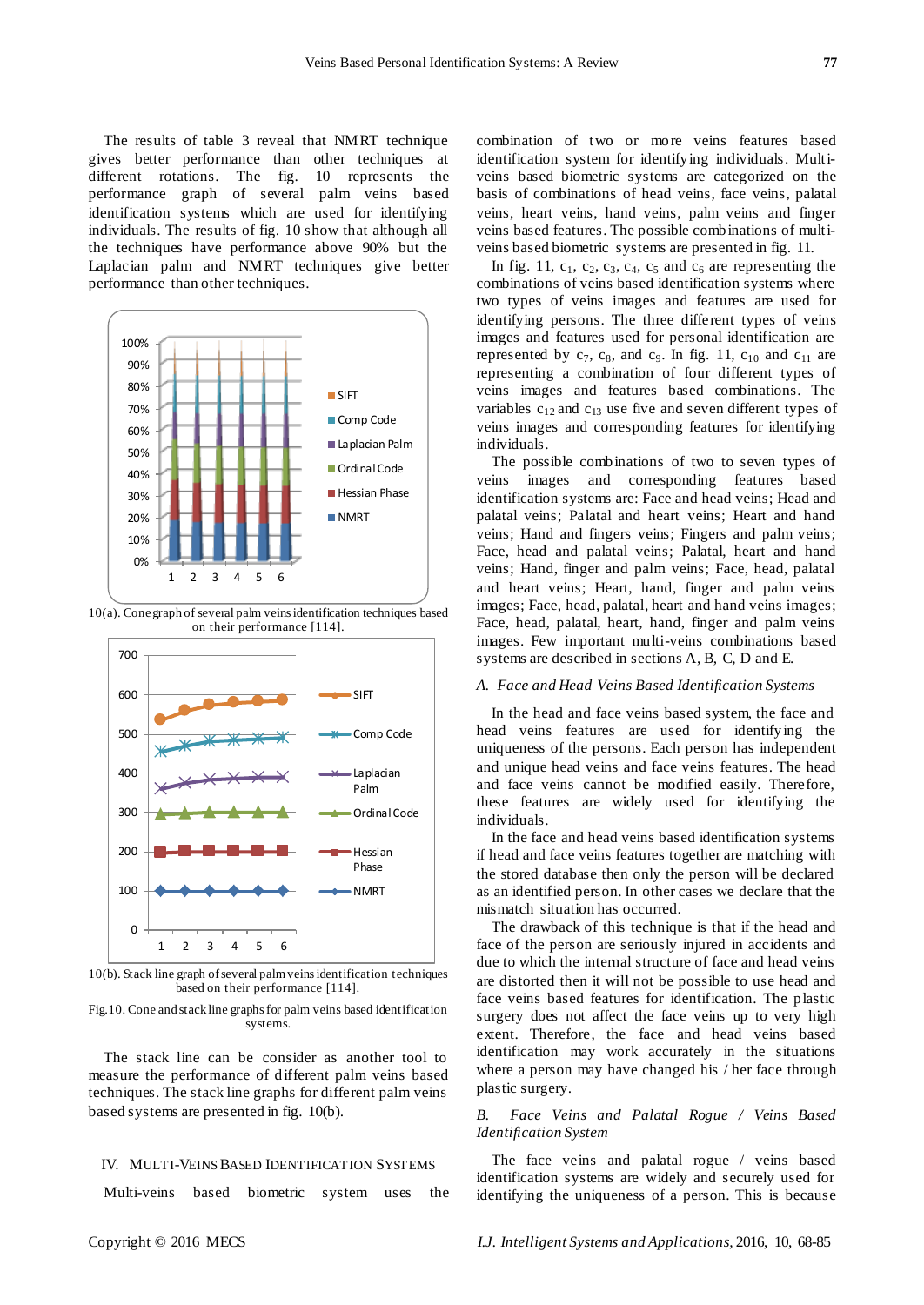The results of table 3 reveal that NMRT technique gives better performance than other techniques at different rotations. The fig. 10 represents the performance graph of several palm veins based identification systems which are used for identifying individuals. The results of fig. 10 show that although all the techniques have performance above 90% but the Laplacian palm and NMRT techniques give better performance than other techniques.

10(a). Cone graph of several palm veins identification techniques based on their performance [114].

10(b). Stack line graph of several palm veins identification techniques based on their performance [114].

Fig.10. Cone and stack line graphs for palm veins based identification systems.

The stack line can be consider as another tool to measure the performance of different palm veins based techniques. The stack line graphs for different palm veins based systems are presented in fig. 10(b).

## IV. Multi-Veins Based Identification Systems

Multi-veins based biometric system uses the combination of two or more veins features based identification system for identifying individuals. Multi-veins based biometric systems are categorized on the basis of combinations of head veins, face veins, palatal veins, heart veins, hand veins, palm veins and finger veins based features. The possible combinations of multi-veins based biometric systems are presented in fig. 11.

In fig. 11, $c_1$, $c_2$, $c_3$, $c_4$, $c_5$ and $c_6$ are representing the combinations of veins based identification systems where two types of veins images and features are used for identifying persons. The three different types of veins images and features used for personal identification are represented by $c_7$, $c_8$, and $c_9$. In fig. 11, $c_{10}$ and $c_{11}$ are representing a combination of four different types of veins images and features based combinations. The variables $c_{12}$ and $c_{13}$ use five and seven different types of veins images and corresponding features for identifying individuals.

The possible combinations of two to seven types of veins images and corresponding features based identification systems are: Face and head veins; Head and palatal veins; Palatal and heart veins; Heart and hand veins; Hand and fingers veins; Fingers and palm veins; Face, head and palatal veins; Palatal, heart and hand veins; Hand, finger and palm veins; Face, head, palatal and heart veins; Heart, hand, finger and palm veins images; Face, head, palatal, heart and hand veins images; Face, head, palatal, heart, hand, finger and palm veins images. Few important multi-veins combinations based systems are described in sections A, B, C, D and E.

### *A. Face and Head Veins Based Identification Systems*

In the head and face veins based system, the face and head veins features are used for identifying the uniqueness of the persons. Each person has independent and unique head veins and face veins features. The head and face veins cannot be modified easily. Therefore, these features are widely used for identifying the individuals.

In the face and head veins based identification systems if head and face veins features together are matching with the stored database then only the person will be declared as an identified person. In other cases we declare that the mismatch situation has occurred.

The drawback of this technique is that if the head and face of the person are seriously injured in accidents and due to which the internal structure of face and head veins are distorted then it will not be possible to use head and face veins based features for identification. The plastic surgery does not affect the face veins up to very high extent. Therefore, the face and head veins based identification may work accurately in the situations where a person may have changed his / her face through plastic surgery.

### *B. Face Veins and Palatal Rogue / Veins Based Identification System*

The face veins and palatal rogue / veins based identification systems are widely and securely used for identifying the uniqueness of a person. This is because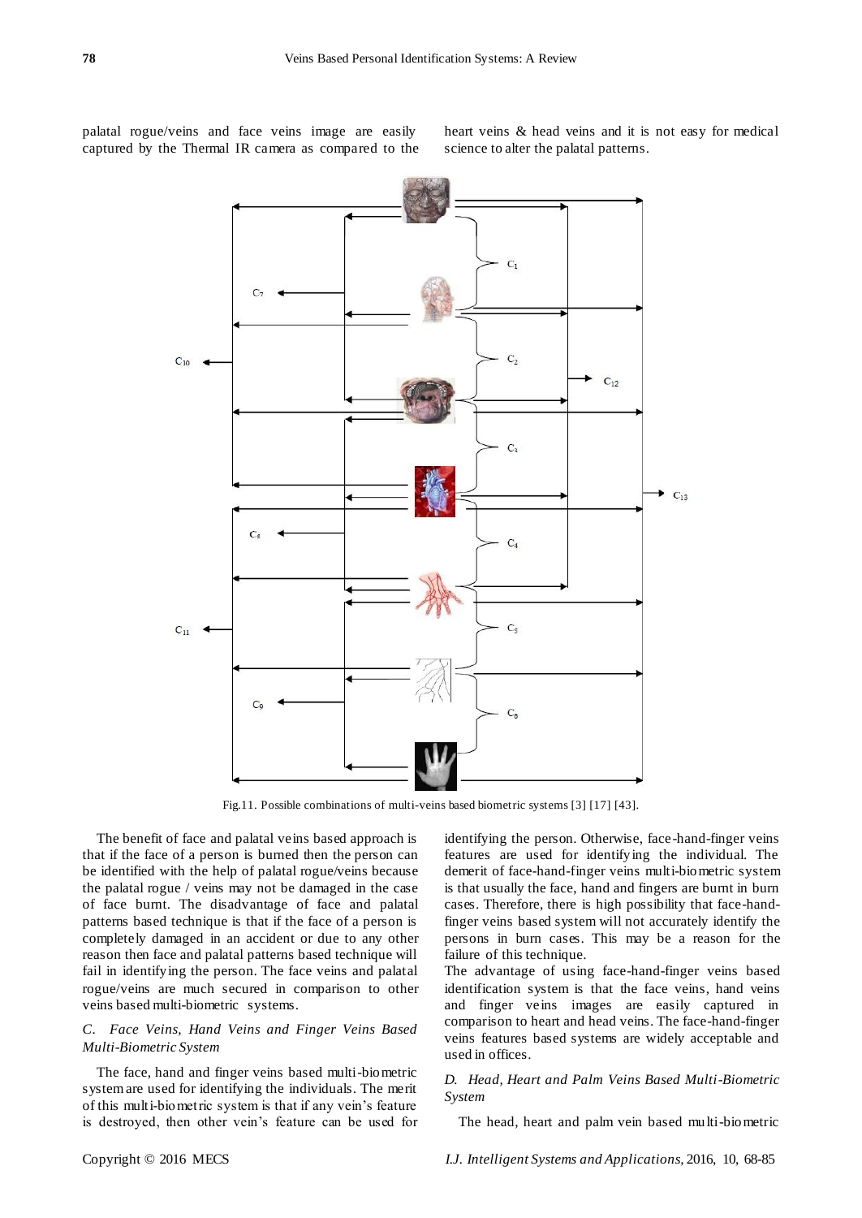palatal rogue/veins and face veins image are easily captured by the Thermal IR camera as compared to the heart veins & head veins and it is not easy for medical science to alter the palatal patterns.

Fig.11. Possible combinations of multi-veins based biometric systems [3] [17] [43].

The benefit of face and palatal veins based approach is that if the face of a person is burned then the person can be identified with the help of palatal rogue/veins because the palatal rogue / veins may not be damaged in the case of face burnt. The disadvantage of face and palatal patterns based technique is that if the face of a person is completely damaged in an accident or due to any other reason then face and palatal patterns based technique will fail in identifying the person. The face veins and palatal rogue/veins are much secured in comparison to other veins based multi-biometric systems.

### *C. Face Veins, Hand Veins and Finger Veins Based Multi-Biometric System*

The face, hand and finger veins based multi-biometric system are used for identifying the individuals. The merit of this multi-biometric system is that if any vein's feature is destroyed, then other vein's feature can be used for identifying the person. Otherwise, face-hand-finger veins features are used for identifying the individual. The demerit of face-hand-finger veins multi-biometric system is that usually the face, hand and fingers are burnt in burn cases. Therefore, there is high possibility that face-hand-finger veins based system will not accurately identify the persons in burn cases. This may be a reason for the failure of this technique.

The advantage of using face-hand-finger veins based identification system is that the face veins, hand veins and finger veins images are easily captured in comparison to heart and head veins. The face-hand-finger veins features based systems are widely acceptable and used in offices.

### *D. Head, Heart and Palm Veins Based Multi-Biometric System*

The head, heart and palm vein based multi-biometric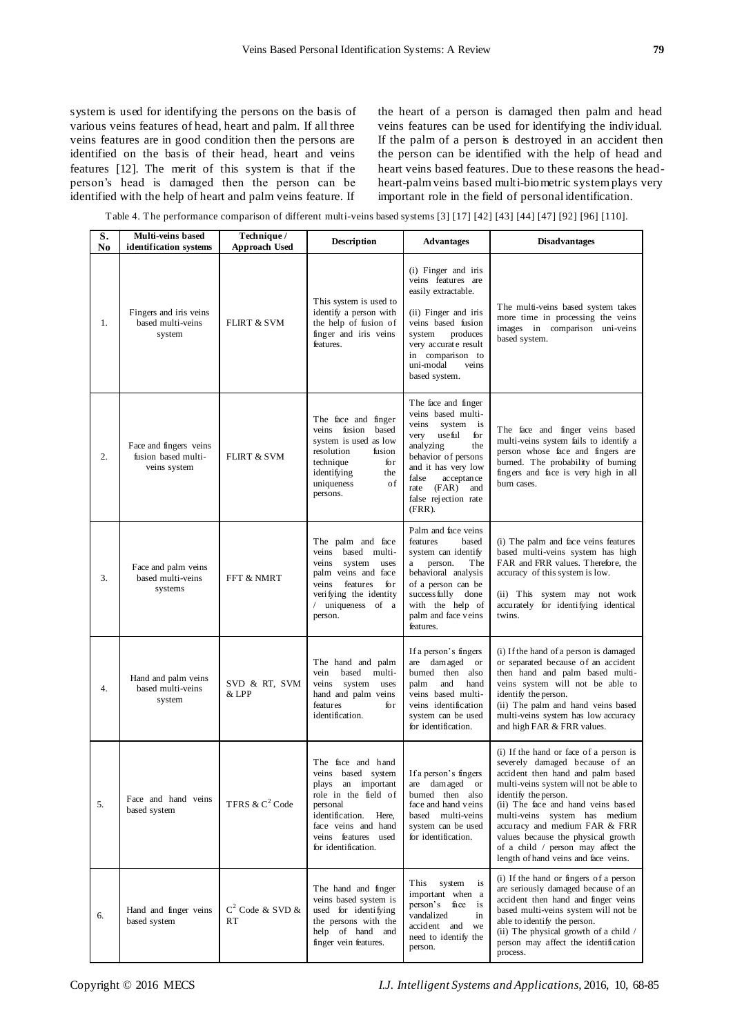system is used for identifying the persons on the basis of various veins features of head, heart and palm. If all three veins features are in good condition then the persons are identified on the basis of their head, heart and veins features [12]. The merit of this system is that if the person's head is damaged then the person can be identified with the help of heart and palm veins feature. If the heart of a person is damaged then palm and head veins features can be used for identifying the individual. If the palm of a person is destroyed in an accident then the person can be identified with the help of head and heart veins based features. Due to these reasons the head-heart-palm veins based multi-biometric system plays very important role in the field of personal identification.

Table 4. The performance comparison of different multi-veins based systems [3] [17] [42] [43] [44] [47] [92] [96] [110].

| S. No | Multi-veins based identification systems | Technique / Approach Used | Description | Advantages | Disadvantages |
|---|---|---|---|---|---|
| 1. | Fingers and iris veins based multi-veins system | FLIRT & SVM | This system is used to identify a person with the help of fusion of finger and iris veins features. | (i) Finger and iris veins features are easily extractable. (ii) Finger and iris veins based fusion system produces very accurate result in comparison to uni-modal veins based system. | The multi-veins based system takes more time in processing the veins images in comparison uni-veins based system. |
| 2. | Face and fingers veins fusion based multi-veins system | FLIRT & SVM | The face and finger veins fusion based system is used as low resolution fusion technique for identifying the uniqueness of persons. | The face and finger veins based multi-veins system is very useful for analyzing the behavior of persons and it has very low false acceptance rate (FAR) and false rejection rate (FRR). | The face and finger veins based multi-veins system fails to identify a person whose face and fingers are burned. The probability of burning fingers and face is very high in all burn cases. |
| 3. | Face and palm veins based multi-veins systems | FFT & NMRT | The palm and face veins based multi-veins system uses palm veins and face veins features for verifying the identity / uniqueness of a person. | Palm and face veins features based system can identify a person. The behavioral analysis of a person can be successfully done with the help of palm and face veins features. | (i) The palm and face veins features based multi-veins system has high FAR and FRR values. Therefore, the accuracy of this system is low. (ii) This system may not work accurately for identifying identical twins. |
| 4. | Hand and palm veins based multi-veins system | SVD & RT, SVM & LPP | The hand and palm vein based multi-veins system uses hand and palm veins features for identification. | If a person's fingers are damaged or burned then also palm and hand veins based multi-veins identification system can be used for identification. | (i) If the hand of a person is damaged or separated because of an accident then hand and palm based multi-veins system will not be able to identify the person. (ii) The palm and hand veins based multi-veins system has low accuracy and high FAR & FRR values. |
| 5. | Face and hand veins based system | TFRS & $C^2$ Code | The face and hand veins based system plays an important role in the field of personal identification. Here, face veins and hand veins features used for identification. | If a person's fingers are damaged or burned then also face and hand veins based multi-veins system can be used for identification. | (i) If the hand or face of a person is severely damaged because of an accident then hand and palm based multi-veins system will not be able to identify the person. (ii) The face and hand veins based multi-veins system has medium accuracy and medium FAR & FRR values because the physical growth of a child / person may affect the length of hand veins and face veins. |
| 6. | Hand and finger veins based system | $C^2$ Code & SVD & RT | The hand and finger veins based system is used for identifying the persons with the help of hand and finger vein features. | This system is important when a person's face is vandalized in accident and we need to identify the person. | (i) If the hand or fingers of a person are seriously damaged because of an accident then hand and finger veins based multi-veins system will not be able to identify the person. (ii) The physical growth of a child / person may affect the identification process. |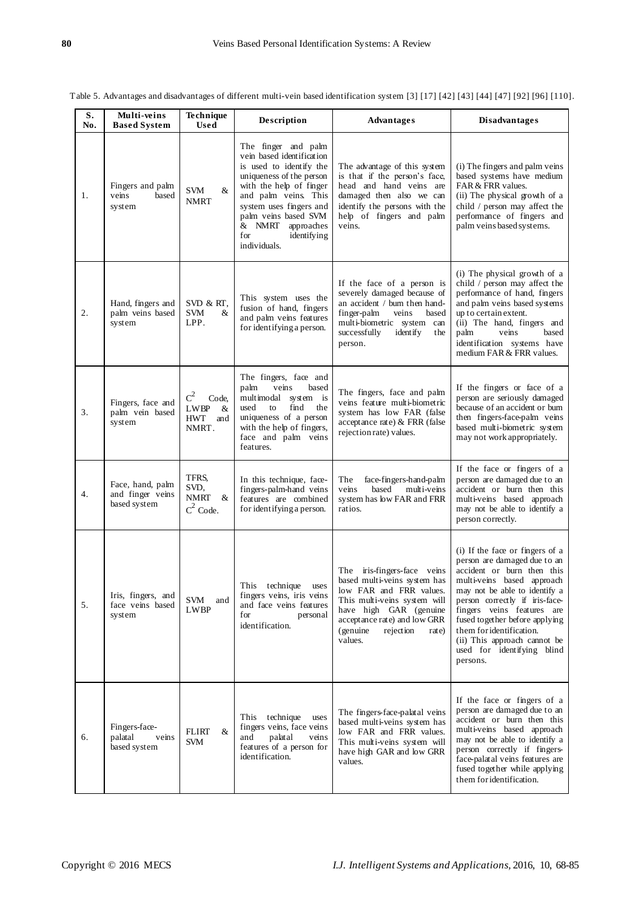Table 5. Advantages and disadvantages of different multi-vein based identification system [3] [17] [42] [43] [44] [47] [92] [96] [110].

| S. No. | Multi-veins Based System | Technique Used | Description | Advantages | Disadvantages |
|---|---|---|---|---|---|
| 1. | Fingers and palm veins based system | SVM & NMRT | The finger and palm vein based identification is used to identify the uniqueness of the person with the help of finger and palm veins. This system uses fingers and palm veins based SVM & NMRT approaches for identifying individuals. | The advantage of this system is that if the person's face, head and hand veins are damaged then also we can identify the persons with the help of fingers and palm veins. | (i) The fingers and palm veins based systems have medium FAR & FRR values. (ii) The physical growth of a child / person may affect the performance of fingers and palm veins based systems. |
| 2. | Hand, fingers and palm veins based system | SVD & RT, SVM & LPP. | This system uses the fusion of hand, fingers and palm veins features for identifying a person. | If the face of a person is severely damaged because of an accident / burn then hand-finger-palm veins based multi-biometric system can successfully identify the person. | (i) The physical growth of a child / person may affect the performance of hand, fingers and palm veins based systems up to certain extent. (ii) The hand, fingers and palm veins based identification systems have medium FAR & FRR values. |
| 3. | Fingers, face and palm vein based system | $C^2$ Code, LWBP & HWT and NMRT. | The fingers, face and palm veins based multimodal system is used to find the uniqueness of a person with the help of fingers, face and palm veins features. | The fingers, face and palm veins feature multi-biometric system has low FAR (false acceptance rate) & FRR (false rejection rate) values. | If the fingers or face of a person are seriously damaged because of an accident or burn then fingers-face-palm veins based multi-biometric system may not work appropriately. |
| 4. | Face, hand, palm and finger veins based system | TFRS, SVD, NMRT & $C^2$ Code. | In this technique, face-fingers-palm-hand veins features are combined for identifying a person. | The face-fingers-hand-palm veins based multi-veins system has low FAR and FRR ratios. | If the face or fingers of a person are damaged due to an accident or burn then this multi-veins based approach may not be able to identify a person correctly. |
| 5. | Iris, fingers, and face veins based system | SVM and LWBP | This technique uses fingers veins, iris veins and face veins features for personal identification. | The iris-fingers-face veins based multi-veins system has low FAR and FRR values. This multi-veins system will have high GAR (genuine acceptance rate) and low GRR (genuine rejection rate) values. | (i) If the face or fingers of a person are damaged due to an accident or burn then this multi-veins based approach may not be able to identify a person correctly if iris-face-fingers veins features are fused together before applying them for identification. (ii) This approach cannot be used for identifying blind persons. |
| 6. | Fingers-face-palatal veins based system | FLIRT & SVM | This technique uses fingers veins, face veins and palatal veins features of a person for identification. | The fingers-face-palatal veins based multi-veins system has low FAR and FRR values. This multi-veins system will have high GAR and low GRR values. | If the face or fingers of a person are damaged due to an accident or burn then this multi-veins based approach may not be able to identify a person correctly if fingers-face-palatal veins features are fused together while applying them for identification. |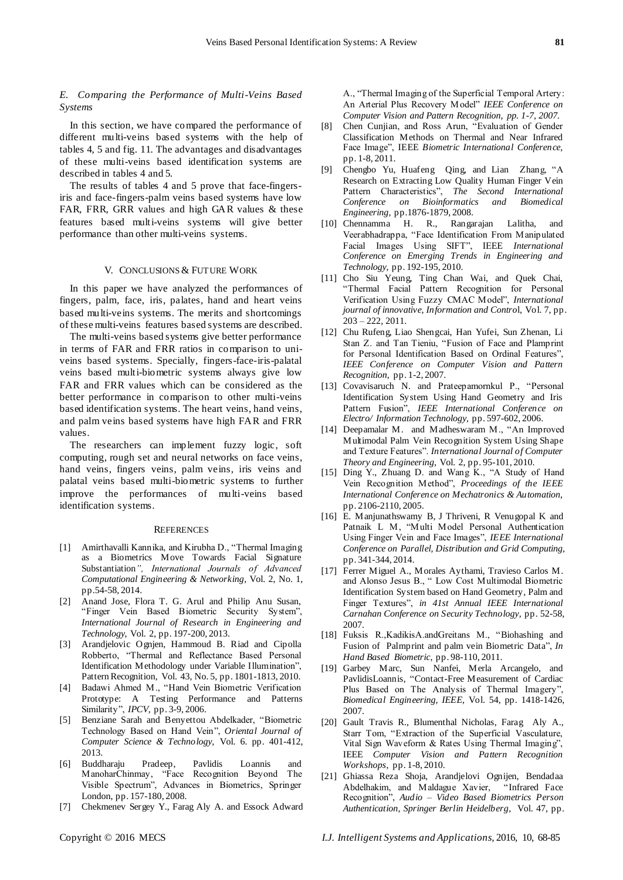### *E. Comparing the Performance of Multi-Veins Based Systems*

In this section, we have compared the performance of different multi-veins based systems with the help of tables 4, 5 and fig. 11. The advantages and disadvantages of these multi-veins based identification systems are described in tables 4 and 5.

The results of tables 4 and 5 prove that face-fingers-iris and face-fingers-palm veins based systems have low FAR, FRR, GRR values and high GAR values & these features based multi-veins systems will give better performance than other multi-veins systems.

## V. Conclusions & Future Work

In this paper we have analyzed the performances of fingers, palm, face, iris, palates, hand and heart veins based multi-veins systems. The merits and shortcomings of these multi-veins features based systems are described.

The multi-veins based systems give better performance in terms of FAR and FRR ratios in comparison to uni-veins based systems. Specially, fingers-face-iris-palatal veins based multi-biometric systems always give low FAR and FRR values which can be considered as the better performance in comparison to other multi-veins based identification systems. The heart veins, hand veins, and palm veins based systems have high FAR and FRR values.

The researchers can implement fuzzy logic, soft computing, rough set and neural networks on face veins, hand veins, fingers veins, palm veins, iris veins and palatal veins based multi-biometric systems to further improve the performances of multi-veins based identification systems.

## References

[1] Amirthavalli Kannika, and Kirubha D., "Thermal Imaging as a Biometrics Move Towards Facial Signature Substantiation", *International Journals of Advanced Computational Engineering & Networking*, Vol. 2, No. 1, pp.54-58, 2014.

[2] Anand Jose, Flora T. G. Arul and Philip Anu Susan, "Finger Vein Based Biometric Security System", *International Journal of Research in Engineering and Technology*, Vol. 2, pp. 197-200, 2013.

[3] Arandjelovic Ognjen, Hammoud B. Riad and Cipolla Robberto, "Thermal and Reflectance Based Personal Identification Methodology under Variable Illumination", Pattern Recognition, Vol. 43, No. 5, pp. 1801-1813, 2010.

[4] Badawi Ahmed M., "Hand Vein Biometric Verification Prototype: A Testing Performance and Patterns Similarity", *IPCV*, pp. 3-9, 2006.

[5] Benziane Sarah and Benyettou Abdelkader, "Biometric Technology Based on Hand Vein", *Oriental Journal of Computer Science & Technology*, Vol. 6. pp. 401-412, 2013.

[6] Buddharaju Pradeep, Pavlidis Loannis and ManoharChinmay, "Face Recognition Beyond The Visible Spectrum", Advances in Biometrics, Springer London, pp. 157-180, 2008.

[7] Chekmenev Sergey Y., Farag Aly A. and Essock Adward A., "Thermal Imaging of the Superficial Temporal Artery: An Arterial Plus Recovery Model" *IEEE Conference on Computer Vision and Pattern Recognition, pp. 1-7, 2007.*

[8] Chen Cunjian, and Ross Arun, "Evaluation of Gender Classification Methods on Thermal and Near Infrared Face Image", IEEE *Biometric International Conference*, pp. 1-8, 2011.

[9] Chengbo Yu, Huafeng Qing, and Lian Zhang, "A Research on Extracting Low Quality Human Finger Vein Pattern Characteristics", *The Second International Conference on Bioinformatics and Biomedical Engineering*, pp.1876-1879, 2008.

[10] Chennamma H. R., Rangarajan Lalitha, and Veerabhadrappa, "Face Identification From Manipulated Facial Images Using SIFT", IEEE *International Conference on Emerging Trends in Engineering and Technology*, pp. 192-195, 2010.

[11] Cho Siu Yeung, Ting Chan Wai, and Quek Chai, "Thermal Facial Pattern Recognition for Personal Verification Using Fuzzy CMAC Model", *International journal of innovative, Information and Control*, Vol. 7, pp. 203 – 222, 2011.

[12] Chu Rufeng, Liao Shengcai, Han Yufei, Sun Zhenan, Li Stan Z. and Tan Tieniu, "Fusion of Face and Plamprint for Personal Identification Based on Ordinal Features", *IEEE Conference on Computer Vision and Pattern Recognition*, pp. 1-2, 2007.

[13] Covavisaruch N. and Prateepamornkul P., "Personal Identification System Using Hand Geometry and Iris Pattern Fusion", *IEEE International Conference on Electro/ Information Technology*, pp. 597-602, 2006.

[14] Deepamalar M. and Madheswaram M., "An Improved Multimodal Palm Vein Recognition System Using Shape and Texture Features". *International Journal of Computer Theory and Engineering*, Vol. 2, pp. 95-101, 2010.

[15] Ding Y., Zhuang D. and Wang K., "A Study of Hand Vein Recognition Method", *Proceedings of the IEEE International Conference on Mechatronics & Automation*, pp. 2106-2110, 2005.

[16] E. Manjunathswamy B, J Thriveni, R Venugopal K and Patnaik L M, "Multi Model Personal Authentication Using Finger Vein and Face Images", *IEEE International Conference on Parallel, Distribution and Grid Computing*, pp. 341-344, 2014.

[17] Ferrer Miguel A., Morales Aythami, Travieso Carlos M. and Alonso Jesus B., " Low Cost Multimodal Biometric Identification System based on Hand Geometry, Palm and Finger Textures", *in 41st Annual IEEE International Carnahan Conference on Security Technology*, pp. 52-58, 2007.

[18] Fuksis R.,KadikisA.andGreitans M., "Biohashing and Fusion of Palmprint and palm vein Biometric Data", *In Hand Based Biometric*, pp. 98-110, 2011.

[19] Garbey Marc, Sun Nanfei, Merla Arcangelo, and PavlidisLoannis, "Contact-Free Measurement of Cardiac Plus Based on The Analysis of Thermal Imagery", *Biomedical Engineering, IEEE*, Vol. 54, pp. 1418-1426, 2007.

[20] Gault Travis R., Blumenthal Nicholas, Farag Aly A., Starr Tom, "Extraction of the Superficial Vasculature, Vital Sign Waveform & Rates Using Thermal Imaging", IEEE *Computer Vision and Pattern Recognition Workshops*, pp. 1-8, 2010.

[21] Ghiassa Reza Shoja, Arandjelovi Ognijen, Bendadaa Abdelhakim, and Maldague Xavier, "Infrared Face Recognition", *Audio – Video Based Biometrics Person Authentication, Springer Berlin Heidelberg*, Vol. 47, pp.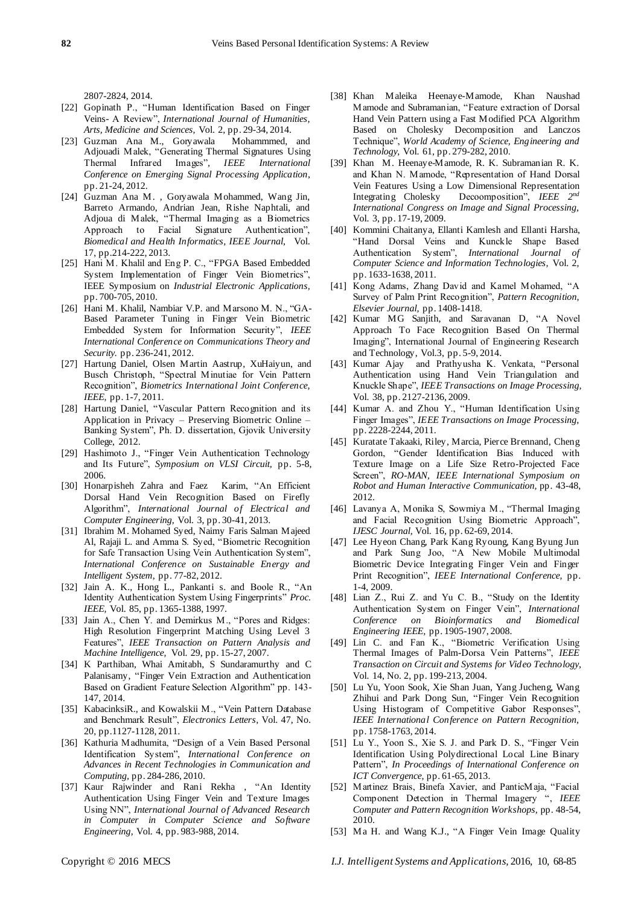2807-2824, 2014.

[22] Gopinath P., "Human Identification Based on Finger Veins- A Review", *International Journal of Humanities, Arts, Medicine and Sciences,* Vol. 2, pp. 29-34, 2014.

[23] Guzman Ana M., Goryawala Mohammmed, and Adjouadi Malek, "Generating Thermal Signatures Using Thermal Infrared Images", *IEEE International Conference on Emerging Signal Processing Application*, pp. 21-24, 2012.

[24] Guzman Ana M. , Goryawala Mohammed, Wang Jin, Barreto Armando, Andrian Jean, Rishe Naphtali, and Adjoua di Malek, "Thermal Imaging as a Biometrics Approach to Facial Signature Authentication", *Biomedical and Health Informatics, IEEE Journal,* Vol. 17, pp.214-222, 2013.

[25] Hani M. Khalil and Eng P. C., "FPGA Based Embedded System Implementation of Finger Vein Biometrics", IEEE Symposium on *Industrial Electronic Applications,* pp. 700-705, 2010.

[26] Hani M. Khalil, Nambiar V.P. and Marsono M. N., "GA-Based Parameter Tuning in Finger Vein Biometric Embedded System for Information Security", *IEEE International Conference on Communications Theory and Security.* pp. 236-241, 2012.

[27] Hartung Daniel, Olsen Martin Aastrup, XuHaiyun, and Busch Christoph, "Spectral Minutiae for Vein Pattern Recognition", *Biometrics International Joint Conference, IEEE,* pp. 1-7, 2011.

[28] Hartung Daniel, "Vascular Pattern Recognition and its Application in Privacy – Preserving Biometric Online – Banking System", Ph. D. dissertation, Gjovik University College, 2012.

[29] Hashimoto J., "Finger Vein Authentication Technology and Its Future", *Symposium on VLSI Circuit,* pp. 5-8, 2006.

[30] Honarpisheh Zahra and Faez Karim, "An Efficient Dorsal Hand Vein Recognition Based on Firefly Algorithm", *International Journal of Electrical and Computer Engineering,* Vol. 3, pp. 30-41, 2013.

[31] Ibrahim M. Mohamed Syed, Naimy Faris Salman Majeed Al, Rajaji L. and Amma S. Syed, "Biometric Recognition for Safe Transaction Using Vein Authentication System", *International Conference on Sustainable Energy and Intelligent System,* pp. 77-82, 2012.

[32] Jain A. K., Hong L., Pankanti s. and Boole R., "An Identity Authentication System Using Fingerprints" *Proc. IEEE,* Vol. 85, pp. 1365-1388, 1997.

[33] Jain A., Chen Y. and Demirkus M., "Pores and Ridges: High Resolution Fingerprint Matching Using Level 3 Features", *IEEE Transaction on Pattern Analysis and Machine Intelligence,* Vol. 29, pp. 15-27, 2007.

[34] K Parthiban, Whai Amitabh, S Sundaramurthy and C Palanisamy, "Finger Vein Extraction and Authentication Based on Gradient Feature Selection Algorithm" pp. 143-147, 2014.

[35] KabacinksiR., and Kowalskii M., "Vein Pattern Database and Benchmark Result", *Electronics Letters*, Vol. 47, No. 20, pp.1127-1128, 2011.

[36] Kathuria Madhumita, "Design of a Vein Based Personal Identification System", *International Conference on Advances in Recent Technologies in Communication and Computing,* pp. 284-286, 2010.

[37] Kaur Rajwinder and Rani Rekha , "An Identity Authentication Using Finger Vein and Texture Images Using NN", *International Journal of Advanced Research in Computer in Computer Science and Software Engineering,* Vol. 4, pp. 983-988, 2014.

[38] Khan Maleika Heenaye-Mamode, Khan Naushad Mamode and Subramanian, "Feature extraction of Dorsal Hand Vein Pattern using a Fast Modified PCA Algorithm Based on Cholesky Decomposition and Lanczos Technique", *World Academy of Science, Engineering and Technology,* Vol. 61, pp. 279-282, 2010.

[39] Khan M. Heenaye-Mamode, R. K. Subramanian R. K. and Khan N. Mamode, "Representation of Hand Dorsal Vein Features Using a Low Dimensional Representation Integrating Cholesky Decoomposition", *IEEE 2nd International Congress on Image and Signal Processing,* Vol. 3, pp. 17-19, 2009.

[40] Kommini Chaitanya, Ellanti Kamlesh and Ellanti Harsha, "Hand Dorsal Veins and Kunckle Shape Based Authentication System", *International Journal of Computer Science and Information Technologies,* Vol. 2, pp. 1633-1638, 2011.

[41] Kong Adams, Zhang David and Kamel Mohamed, "A Survey of Palm Print Recognition", *Pattern Recognition, Elsevier Journal,* pp. 1408-1418.

[42] Kumar MG Sanjith, and Saravanan D, "A Novel Approach To Face Recognition Based On Thermal Imaging", International Journal of Engineering Research and Technology, Vol.3, pp. 5-9, 2014.

[43] Kumar Ajay and Prathyusha K. Venkata, "Personal Authentication using Hand Vein Triangulation and Knuckle Shape", *IEEE Transactions on Image Processing,* Vol. 38, pp. 2127-2136, 2009.

[44] Kumar A. and Zhou Y., "Human Identification Using Finger Images", *IEEE Transactions on Image Processing,* pp. 2228-2244, 2011.

[45] Kuratate Takaaki, Riley, Marcia, Pierce Brennand, Cheng Gordon, "Gender Identification Bias Induced with Texture Image on a Life Size Retro-Projected Face Screen", *RO-MAN, IEEE International Symposium on Robot and Human Interactive Communication,* pp. 43-48, 2012.

[46] Lavanya A, Monika S, Sowmiya M., "Thermal Imaging and Facial Recognition Using Biometric Approach", *IJESC Journal,* Vol. 16, pp. 62-69, 2014.

[47] Lee Hyeon Chang, Park Kang Ryoung, Kang Byung Jun and Park Sung Joo, "A New Mobile Multimodal Biometric Device Integrating Finger Vein and Finger Print Recognition", *IEEE International Conference,* pp. 1-4, 2009.

[48] Lian Z., Rui Z. and Yu C. B., "Study on the Identity Authentication System on Finger Vein", *International Conference on Bioinformatics and Biomedical Engineering IEEE,* pp. 1905-1907, 2008.

[49] Lin C. and Fan K., "Biometric Verification Using Thermal Images of Palm-Dorsa Vein Patterns", *IEEE Transaction on Circuit and Systems for Video Technology,* Vol. 14, No. 2, pp. 199-213, 2004.

[50] Lu Yu, Yoon Sook, Xie Shan Juan, Yang Jucheng, Wang Zhihui and Park Dong Sun, "Finger Vein Recognition Using Histogram of Competitive Gabor Responses", *IEEE International Conference on Pattern Recognition,* pp. 1758-1763, 2014.

[51] Lu Y., Yoon S., Xie S. J. and Park D. S., "Finger Vein Identification Using Polydirectional Local Line Binary Pattern", *In Proceedings of International Conference on ICT Convergence,* pp. 61-65, 2013.

[52] Martinez Brais, Binefa Xavier, and PanticMaja, "Facial Component Detection in Thermal Imagery ", *IEEE Computer and Pattern Recognition Workshops,* pp. 48-54, 2010.

[53] Ma H. and Wang K.J., "A Finger Vein Image Quality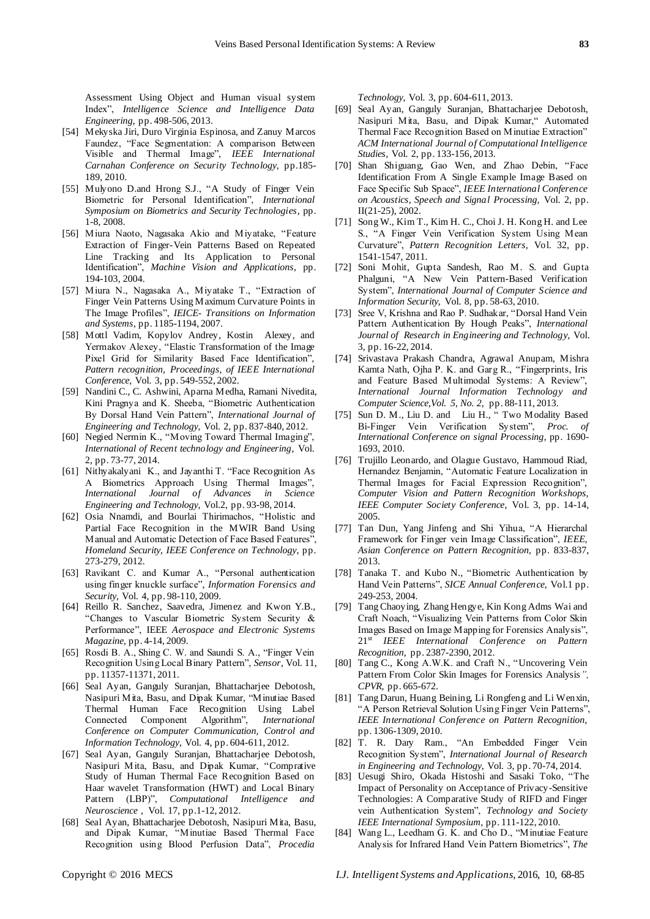Assessment Using Object and Human visual system Index", *Intelligence Science and Intelligence Data Engineering,* pp. 498-506, 2013.

[54] Mekyska Jiri, Duro Virginia Espinosa, and Zanuy Marcos Faundez, "Face Segmentation: A comparison Between Visible and Thermal Image", *IEEE International Carnahan Conference on Security Technology,* pp.185-189, 2010.

[55] Mulyono D.and Hrong S.J., "A Study of Finger Vein Biometric for Personal Identification", *International Symposium on Biometrics and Security Technologies*, pp. 1-8, 2008.

[56] Miura Naoto, Nagasaka Akio and Miyatake, "Feature Extraction of Finger-Vein Patterns Based on Repeated Line Tracking and Its Application to Personal Identification", *Machine Vision and Applications,* pp. 194-103, 2004.

[57] Miura N., Nagasaka A., Miyatake T., "Extraction of Finger Vein Patterns Using Maximum Curvature Points in The Image Profiles", *IEICE- Transitions on Information and Systems,* pp. 1185-1194, 2007.

[58] Mottl Vadim, Kopylov Andrey, Kostin Alexey, and Yermakov Alexey, "Elastic Transformation of the Image Pixel Grid for Similarity Based Face Identification", *Pattern recognition, Proceedings, of IEEE International Conference,* Vol. 3, pp. 549-552, 2002.

[59] Nandini C., C. Ashwini, Aparna Medha, Ramani Nivedita, Kini Pragnya and K. Sheeba, "Biometric Authentication By Dorsal Hand Vein Pattern", *International Journal of Engineering and Technology,* Vol. 2, pp. 837-840, 2012.

[60] Negied Nermin K., "Moving Toward Thermal Imaging", *International of Recent technology and Engineering*, Vol. 2, pp. 73-77, 2014.

[61] Nithyakalyani K., and Jayanthi T. "Face Recognition As A Biometrics Approach Using Thermal Images", *International Journal of Advances in Science Engineering and Technology,* Vol.2, pp. 93-98, 2014.

[62] Osia Nnamdi, and Bourlai Thirimachos, "Holistic and Partial Face Recognition in the MWIR Band Using Manual and Automatic Detection of Face Based Features", *Homeland Security, IEEE Conference on Technology,* pp. 273-279, 2012.

[63] Ravikant C. and Kumar A., "Personal authentication using finger knuckle surface", *Information Forensics and Security,* Vol. 4, pp. 98-110, 2009.

[64] Reillo R. Sanchez, Saavedra, Jimenez and Kwon Y.B., "Changes to Vascular Biometric System Security & Performance", IEEE *Aerospace and Electronic Systems Magazine,* pp. 4-14, 2009.

[65] Rosdi B. A., Shing C. W. and Saundi S. A., "Finger Vein Recognition Using Local Binary Pattern", *Sensor*, Vol. 11, pp. 11357-11371, 2011.

[66] Seal Ayan, Ganguly Suranjan, Bhattacharjee Debotosh, Nasipuri Mita, Basu, and Dipak Kumar, "Minutiae Based Thermal Human Face Recognition Using Label Connected Component Algorithm", *International Conference on Computer Communication, Control and Information Technology,* Vol. 4, pp. 604-611, 2012.

[67] Seal Ayan, Ganguly Suranjan, Bhattacharjee Debotosh, Nasipuri Mita, Basu, and Dipak Kumar, "Comprative Study of Human Thermal Face Recognition Based on Haar wavelet Transformation (HWT) and Local Binary Pattern (LBP)", *Computational Intelligence and Neuroscience* , Vol. 17, pp.1-12, 2012.

[68] Seal Ayan, Bhattacharjee Debotosh, Nasipuri Mita, Basu, and Dipak Kumar, "Minutiae Based Thermal Face Recognition using Blood Perfusion Data", *Procedia Technology,* Vol. 3, pp. 604-611, 2013.

[69] Seal Ayan, Ganguly Suranjan, Bhattacharjee Debotosh, Nasipuri Mita, Basu, and Dipak Kumar," Automated Thermal Face Recognition Based on Minutiae Extraction" *ACM International Journal of Computational Intelligence Studies,* Vol. 2, pp. 133-156, 2013.

[70] Shan Shiguang, Gao Wen, and Zhao Debin, "Face Identification From A Single Example Image Based on Face Specific Sub Space", *IEEE International Conference on Acoustics, Speech and Signal Processing,* Vol. 2, pp. II(21-25), 2002.

[71] Song W., Kim T., Kim H. C., Choi J. H. Kong H. and Lee S., "A Finger Vein Verification System Using Mean Curvature", *Pattern Recognition Letters,* Vol. 32, pp. 1541-1547, 2011.

[72] Soni Mohit, Gupta Sandesh, Rao M. S. and Gupta Phalguni, "A New Vein Pattern-Based Verification System", *International Journal of Computer Science and Information Security,* Vol. 8, pp. 58-63, 2010.

[73] Sree V, Krishna and Rao P. Sudhakar, "Dorsal Hand Vein Pattern Authentication By Hough Peaks", *International Journal of Research in Engineering and Technology,* Vol. 3, pp. 16-22, 2014.

[74] Srivastava Prakash Chandra, Agrawal Anupam, Mishra Kamta Nath, Ojha P. K. and Garg R., "Fingerprints, Iris and Feature Based Multimodal Systems: A Review", *International Journal Information Technology and Computer Science,Vol. 5, No. 2,* pp. 88-111, 2013.

[75] Sun D. M., Liu D. and Liu H., " Two Modality Based Bi-Finger Vein Verification System", *Proc. of International Conference on signal Processing*, pp. 1690-1693, 2010.

[76] Trujillo Leonardo, and Olague Gustavo, Hammoud Riad, Hernandez Benjamin, "Automatic Feature Localization in Thermal Images for Facial Expression Recognition", *Computer Vision and Pattern Recognition Workshops, IEEE Computer Society Conference,* Vol. 3, pp. 14-14, 2005.

[77] Tan Dun, Yang Jinfeng and Shi Yihua, "A Hierarchal Framework for Finger vein Image Classification", *IEEE, Asian Conference on Pattern Recognition*, pp. 833-837, 2013.

[78] Tanaka T. and Kubo N., "Biometric Authentication by Hand Vein Patterns", *SICE Annual Conference,* Vol.1 pp. 249-253, 2004.

[79] Tang Chaoying, Zhang Hengye, Kin Kong Adms Wai and Craft Noach, "Visualizing Vein Patterns from Color Skin Images Based on Image Mapping for Forensics Analysis", 21st *IEEE International Conference on Pattern Recognition,* pp. 2387-2390, 2012.

[80] Tang C., Kong A.W.K. and Craft N., "Uncovering Vein Pattern From Color Skin Images for Forensics Analysis*", CPVR,* pp. 665-672.

[81] Tang Darun, Huang Beining, Li Rongfeng and Li Wenxin, "A Person Retrieval Solution Using Finger Vein Patterns", *IEEE International Conference on Pattern Recognition,* pp. 1306-1309, 2010.

[82] T. R. Dary Ram., "An Embedded Finger Vein Recognition System", *International Journal of Research in Engineering and Technology,* Vol. 3, pp. 70-74, 2014.

[83] Uesugi Shiro, Okada Histoshi and Sasaki Toko, "The Impact of Personality on Acceptance of Privacy-Sensitive Technologies: A Comparative Study of RIFD and Finger vein Authentication System", *Technology and Society IEEE International Symposium,* pp. 111-122, 2010.

[84] Wang L., Leedham G. K. and Cho D., "Minutiae Feature Analysis for Infrared Hand Vein Pattern Biometrics", *The*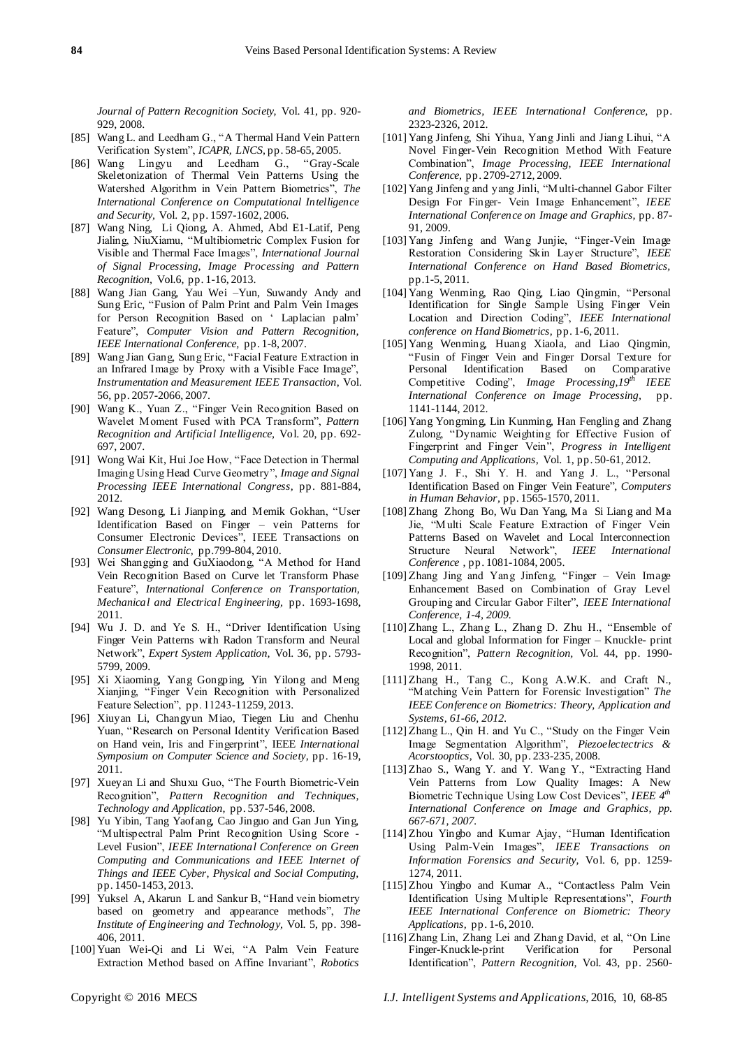*Journal of Pattern Recognition Society,* Vol. 41, pp. 920-929, 2008.

[85] Wang L. and Leedham G., "A Thermal Hand Vein Pattern Verification System", *ICAPR, LNCS*, pp. 58-65, 2005.

[86] Wang Lingyu and Leedham G., "Gray-Scale Skeletonization of Thermal Vein Patterns Using the Watershed Algorithm in Vein Pattern Biometrics", *The International Conference on Computational Intelligence and Security,* Vol. 2, pp. 1597-1602, 2006.

[87] Wang Ning, Li Qiong, A. Ahmed, Abd E1-Latif, Peng Jialing, NiuXiamu, "Multibiometric Complex Fusion for Visible and Thermal Face Images", *International Journal of Signal Processing, Image Processing and Pattern Recognition,* Vol.6, pp. 1-16, 2013.

[88] Wang Jian Gang, Yau Wei –Yun, Suwandy Andy and Sung Eric, "Fusion of Palm Print and Palm Vein Images for Person Recognition Based on ' Laplacian palm' Feature", *Computer Vision and Pattern Recognition, IEEE International Conference,* pp. 1-8, 2007.

[89] Wang Jian Gang, Sung Eric, "Facial Feature Extraction in an Infrared Image by Proxy with a Visible Face Image", *Instrumentation and Measurement IEEE Transaction,* Vol. 56, pp. 2057-2066, 2007.

[90] Wang K., Yuan Z., "Finger Vein Recognition Based on Wavelet Moment Fused with PCA Transform", *Pattern Recognition and Artificial Intelligence,* Vol. 20, pp. 692-697, 2007.

[91] Wong Wai Kit, Hui Joe How, "Face Detection in Thermal Imaging Using Head Curve Geometry", *Image and Signal Processing IEEE International Congress,* pp. 881-884, 2012.

[92] Wang Desong, Li Jianping, and Memik Gokhan, "User Identification Based on Finger – vein Patterns for Consumer Electronic Devices", IEEE Transactions on *Consumer Electronic,* pp.799-804, 2010.

[93] Wei Shangging and GuXiaodong, "A Method for Hand Vein Recognition Based on Curve let Transform Phase Feature", *International Conference on Transportation, Mechanical and Electrical Engineering,* pp. 1693-1698, 2011.

[94] Wu J. D. and Ye S. H., "Driver Identification Using Finger Vein Patterns with Radon Transform and Neural Network", *Expert System Application,* Vol. 36, pp. 5793-5799, 2009.

[95] Xi Xiaoming, Yang Gongping, Yin Yilong and Meng Xianjing, "Finger Vein Recognition with Personalized Feature Selection", pp. 11243-11259, 2013.

[96] Xiuyan Li, Changyun Miao, Tiegen Liu and Chenhu Yuan, "Research on Personal Identity Verification Based on Hand vein, Iris and Fingerprint", IEEE *International Symposium on Computer Science and Society,* pp. 16-19, 2011.

[97] Xueyan Li and Shuxu Guo, "The Fourth Biometric-Vein Recognition", *Pattern Recognition and Techniques, Technology and Application,* pp. 537-546, 2008.

[98] Yu Yibin, Tang Yaofang, Cao Jinguo and Gan Jun Ying, "Multispectral Palm Print Recognition Using Score - Level Fusion", *IEEE International Conference on Green Computing and Communications and IEEE Internet of Things and IEEE Cyber, Physical and Social Computing,* pp. 1450-1453, 2013.

[99] Yuksel A, Akarun L and Sankur B, "Hand vein biometry based on geometry and appearance methods", *The Institute of Engineering and Technology,* Vol. 5, pp. 398-406, 2011.

[100] Yuan Wei-Qi and Li Wei, "A Palm Vein Feature Extraction Method based on Affine Invariant", *Robotics and Biometrics, IEEE International Conference,* pp. 2323-2326, 2012.

[101] Yang Jinfeng, Shi Yihua, Yang Jinli and Jiang Lihui, "A Novel Finger-Vein Recognition Method With Feature Combination", *Image Processing, IEEE International Conference,* pp. 2709-2712, 2009.

[102] Yang Jinfeng and yang Jinli, "Multi-channel Gabor Filter Design For Finger- Vein Image Enhancement", *IEEE International Conference on Image and Graphics,* pp. 87-91, 2009.

[103] Yang Jinfeng and Wang Junjie, "Finger-Vein Image Restoration Considering Skin Layer Structure", *IEEE International Conference on Hand Based Biometrics,* pp.1-5, 2011.

[104] Yang Wenming, Rao Qing, Liao Qingmin, "Personal Identification for Single Sample Using Finger Vein Location and Direction Coding", *IEEE International conference on Hand Biometrics,* pp. 1-6, 2011.

[105] Yang Wenming, Huang Xiaola, and Liao Qingmin, "Fusin of Finger Vein and Finger Dorsal Texture for Personal Identification Based on Comparative Competitive Coding", *Image Processing,19th IEEE International Conference on Image Processing,* pp. 1141-1144, 2012.

[106] Yang Yongming, Lin Kunming, Han Fengling and Zhang Zulong, "Dynamic Weighting for Effective Fusion of Fingerprint and Finger Vein", *Progress in Intelligent Computing and Applications,* Vol. 1, pp. 50-61, 2012.

[107] Yang J. F., Shi Y. H. and Yang J. L., "Personal Identification Based on Finger Vein Feature", *Computers in Human Behavior,* pp. 1565-1570, 2011.

[108] Zhang Zhong Bo, Wu Dan Yang, Ma Si Liang and Ma Jie, "Multi Scale Feature Extraction of Finger Vein Patterns Based on Wavelet and Local Interconnection Structure Neural Network", *IEEE International Conference* , pp. 1081-1084, 2005.

[109] Zhang Jing and Yang Jinfeng, "Finger – Vein Image Enhancement Based on Combination of Gray Level Grouping and Circular Gabor Filter", *IEEE International Conference, 1-4, 2009.*

[110] Zhang L., Zhang L., Zhang D. Zhu H., "Ensemble of Local and global Information for Finger – Knuckle- print Recognition", *Pattern Recognition,* Vol. 44, pp. 1990-1998, 2011.

[111] Zhang H., Tang C., Kong A.W.K. and Craft N., "Matching Vein Pattern for Forensic Investigation" *The IEEE Conference on Biometrics: Theory, Application and Systems, 61-66, 2012.*

[112] Zhang L., Qin H. and Yu C., "Study on the Finger Vein Image Segmentation Algorithm", *Piezoelectectrics & Acorstooptics,* Vol. 30, pp. 233-235, 2008.

[113] Zhao S., Wang Y. and Y. Wang Y., "Extracting Hand Vein Patterns from Low Quality Images: A New Biometric Technique Using Low Cost Devices", *IEEE 4th International Conference on Image and Graphics, pp. 667-671, 2007.*

[114] Zhou Yingbo and Kumar Ajay, "Human Identification Using Palm-Vein Images", *IEEE Transactions on Information Forensics and Security,* Vol. 6, pp. 1259-1274, 2011.

[115] Zhou Yingbo and Kumar A., "Contactless Palm Vein Identification Using Multiple Representations", *Fourth IEEE International Conference on Biometric: Theory Applications,* pp. 1-6, 2010.

[116] Zhang Lin, Zhang Lei and Zhang David, et al, "On Line Finger-Knuckle-print Verification for Personal Identification", *Pattern Recognition,* Vol. 43, pp. 2560-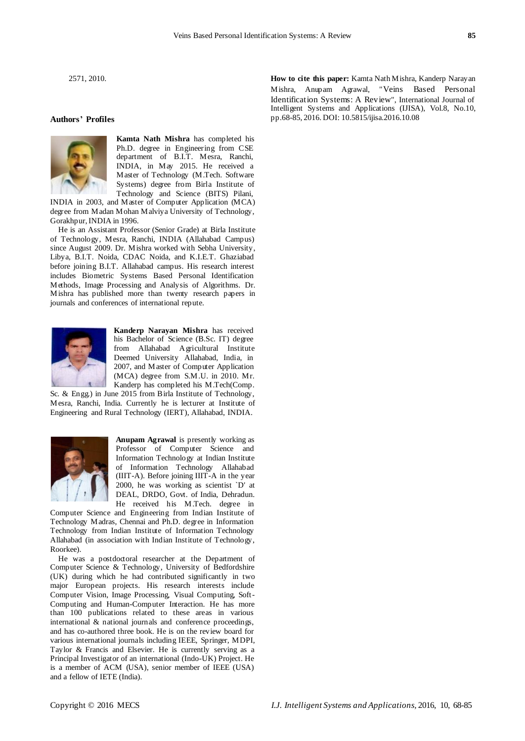2571, 2010.

## Authors' Profiles

**Kamta Nath Mishra** has completed his Ph.D. degree in Engineering from CSE department of B.I.T. Mesra, Ranchi, INDIA, in May 2015. He received a Master of Technology (M.Tech. Software Systems) degree from Birla Institute of Technology and Science (BITS) Pilani, INDIA in 2003, and Master of Computer Application (MCA) degree from Madan Mohan Malviya University of Technology, Gorakhpur, INDIA in 1996.

He is an Assistant Professor (Senior Grade) at Birla Institute of Technology, Mesra, Ranchi, INDIA (Allahabad Campus) since August 2009. Dr. Mishra worked with Sebha University, Libya, B.I.T. Noida, CDAC Noida, and K.I.E.T. Ghaziabad before joining B.I.T. Allahabad campus. His research interest includes Biometric Systems Based Personal Identification Methods, Image Processing and Analysis of Algorithms. Dr. Mishra has published more than twenty research papers in journals and conferences of international repute.

**Kanderp Narayan Mishra** has received his Bachelor of Science (B.Sc. IT) degree from Allahabad Agricultural Institute Deemed University Allahabad, India, in 2007, and Master of Computer Application (MCA) degree from S.M.U. in 2010. Mr. Kanderp has completed his M.Tech(Comp. Sc. & Engg.) in June 2015 from Birla Institute of Technology, Mesra, Ranchi, India. Currently he is lecturer at Institute of Engineering and Rural Technology (IERT), Allahabad, INDIA.

**Anupam Agrawal** is presently working as Professor of Computer Science and Information Technology at Indian Institute of Information Technology Allahabad (IIIT-A). Before joining IIIT-A in the year 2000, he was working as scientist `D' at DEAL, DRDO, Govt. of India, Dehradun. He received his M.Tech. degree in Computer Science and Engineering from Indian Institute of Technology Madras, Chennai and Ph.D. degree in Information Technology from Indian Institute of Information Technology Allahabad (in association with Indian Institute of Technology, Roorkee).

He was a postdoctoral researcher at the Department of Computer Science & Technology, University of Bedfordshire (UK) during which he had contributed significantly in two major European projects. His research interests include Computer Vision, Image Processing, Visual Computing, Soft-Computing and Human-Computer Interaction. He has more than 100 publications related to these areas in various international & national journals and conference proceedings, and has co-authored three book. He is on the review board for various international journals including IEEE, Springer, MDPI, Taylor & Francis and Elsevier. He is currently serving as a Principal Investigator of an international (Indo-UK) Project. He is a member of ACM (USA), senior member of IEEE (USA) and a fellow of IETE (India).

**How to cite this paper:** Kamta Nath Mishra, Kanderp Narayan Mishra, Anupam Agrawal, "Veins Based Personal Identification Systems: A Review", International Journal of Intelligent Systems and Applications (IJISA), Vol.8, No.10, pp.68-85, 2016. DOI: 10.5815/ijisa.2016.10.08